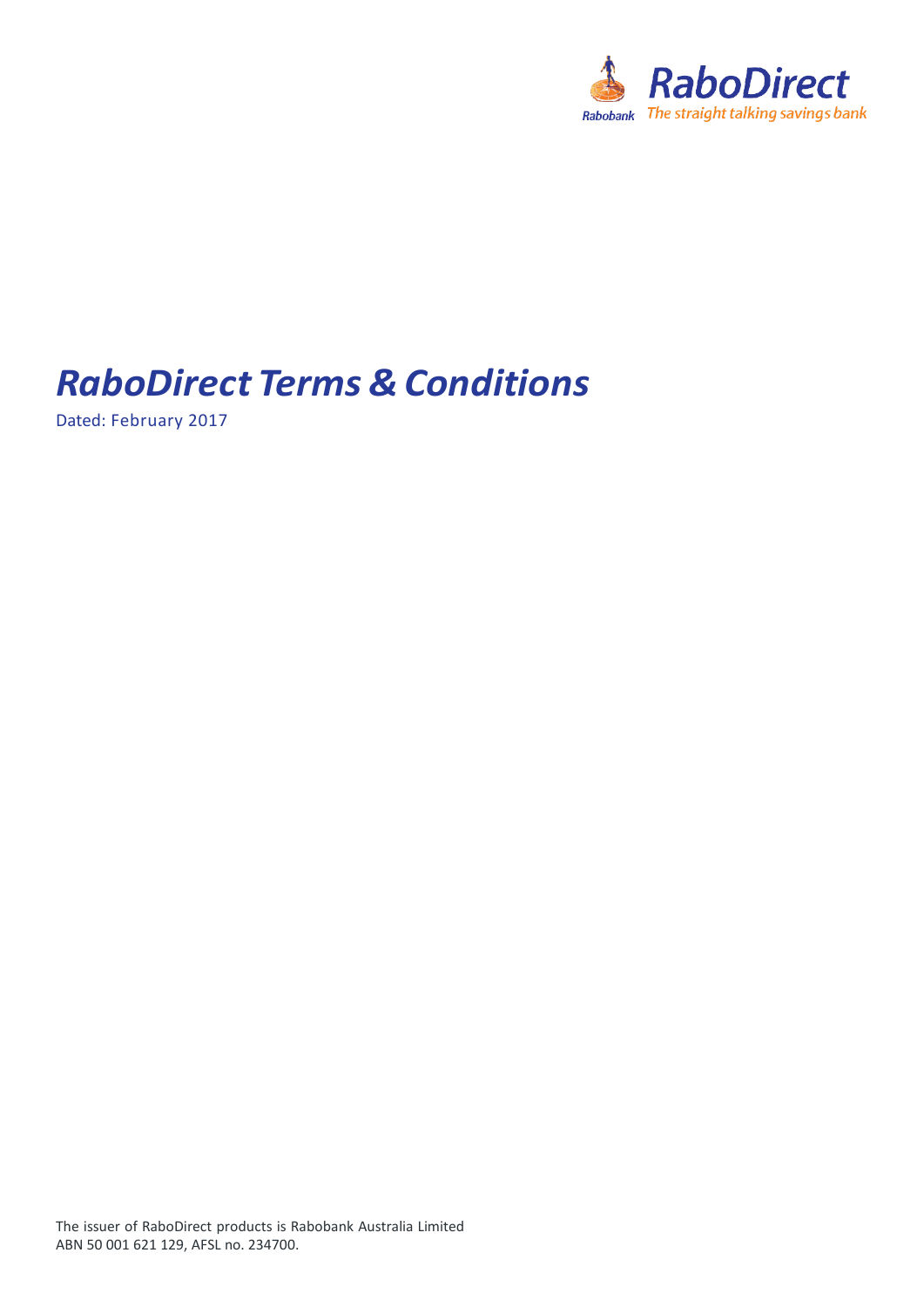RaboDirect

Rabobank *The straight talking savings bank*

# *RaboDirect Terms & Conditions*

Dated: February 2017

The issuer of RaboDirect products is Rabobank Australia Limited ABN 50 001 621 129, AFSL no. 234700.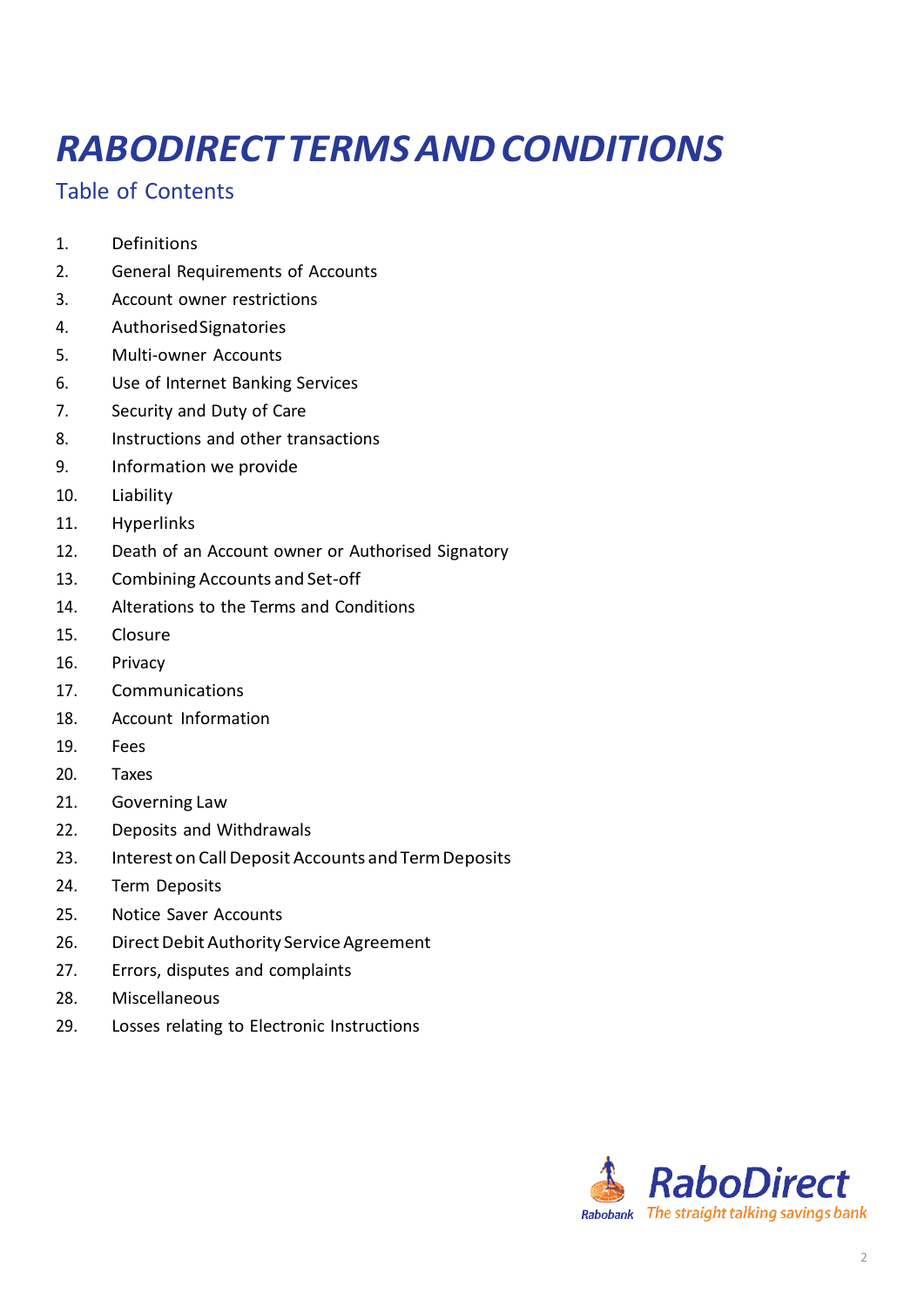# *RABODIRECT TERMS AND CONDITIONS*

## Table of Contents

1. Definitions
2. General Requirements of Accounts
3. Account owner restrictions
4. Authorised Signatories
5. Multi-owner Accounts
6. Use of Internet Banking Services
7. Security and Duty of Care
8. Instructions and other transactions
9. Information we provide
10. Liability
11. Hyperlinks
12. Death of an Account owner or Authorised Signatory
13. Combining Accounts and Set-off
14. Alterations to the Terms and Conditions
15. Closure
16. Privacy
17. Communications
18. Account Information
19. Fees
20. Taxes
21. Governing Law
22. Deposits and Withdrawals
23. Interest on Call Deposit Accounts and Term Deposits
24. Term Deposits
25. Notice Saver Accounts
26. Direct Debit Authority Service Agreement
27. Errors, disputes and complaints
28. Miscellaneous
29. Losses relating to Electronic Instructions

RaboDirect
Rabobank *The straight talking savings bank*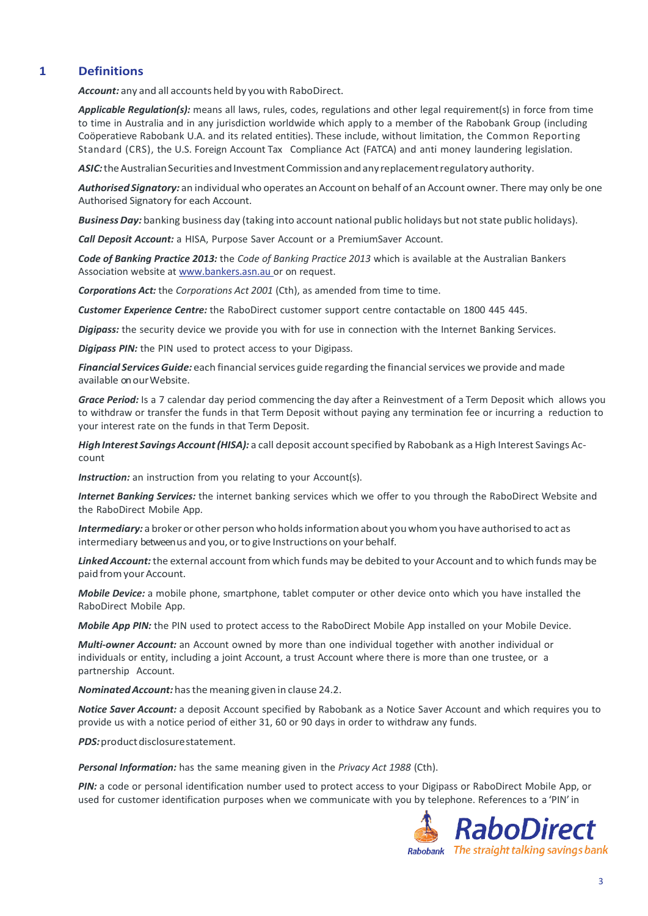## 1 Definitions

***Account:*** any and all accounts held by you with RaboDirect.

***Applicable Regulation(s):*** means all laws, rules, codes, regulations and other legal requirement(s) in force from time to time in Australia and in any jurisdiction worldwide which apply to a member of the Rabobank Group (including Coöperatieve Rabobank U.A. and its related entities). These include, without limitation, the Common Reporting Standard (CRS), the U.S. Foreign Account Tax Compliance Act (FATCA) and anti money laundering legislation.

***ASIC:*** the Australian Securities and Investment Commission and any replacement regulatory authority.

***Authorised Signatory:*** an individual who operates an Account on behalf of an Account owner. There may only be one Authorised Signatory for each Account.

***Business Day:*** banking business day (taking into account national public holidays but not state public holidays).

***Call Deposit Account:*** a HISA, Purpose Saver Account or a PremiumSaver Account.

***Code of Banking Practice 2013:*** the *Code of Banking Practice 2013* which is available at the Australian Bankers Association website at www.bankers.asn.au or on request.

***Corporations Act:*** the *Corporations Act 2001* (Cth), as amended from time to time.

***Customer Experience Centre:*** the RaboDirect customer support centre contactable on 1800 445 445.

***Digipass:*** the security device we provide you with for use in connection with the Internet Banking Services.

***Digipass PIN:*** the PIN used to protect access to your Digipass.

***Financial Services Guide:*** each financial services guide regarding the financial services we provide and made available on our Website.

***Grace Period:*** Is a 7 calendar day period commencing the day after a Reinvestment of a Term Deposit which allows you to withdraw or transfer the funds in that Term Deposit without paying any termination fee or incurring a reduction to your interest rate on the funds in that Term Deposit.

***High Interest Savings Account (HISA):*** a call deposit account specified by Rabobank as a High Interest Savings Account

***Instruction:*** an instruction from you relating to your Account(s).

***Internet Banking Services:*** the internet banking services which we offer to you through the RaboDirect Website and the RaboDirect Mobile App.

***Intermediary:*** a broker or other person who holds information about you whom you have authorised to act as intermediary between us and you, or to give Instructions on your behalf.

***Linked Account:*** the external account from which funds may be debited to your Account and to which funds may be paid from your Account.

***Mobile Device:*** a mobile phone, smartphone, tablet computer or other device onto which you have installed the RaboDirect Mobile App.

***Mobile App PIN:*** the PIN used to protect access to the RaboDirect Mobile App installed on your Mobile Device.

***Multi-owner Account:*** an Account owned by more than one individual together with another individual or individuals or entity, including a joint Account, a trust Account where there is more than one trustee, or a partnership Account.

***Nominated Account:*** has the meaning given in clause 24.2.

***Notice Saver Account:*** a deposit Account specified by Rabobank as a Notice Saver Account and which requires you to provide us with a notice period of either 31, 60 or 90 days in order to withdraw any funds.

***PDS:*** product disclosure statement.

***Personal Information:*** has the same meaning given in the *Privacy Act 1988* (Cth).

***PIN:*** a code or personal identification number used to protect access to your Digipass or RaboDirect Mobile App, or used for customer identification purposes when we communicate with you by telephone. References to a 'PIN' in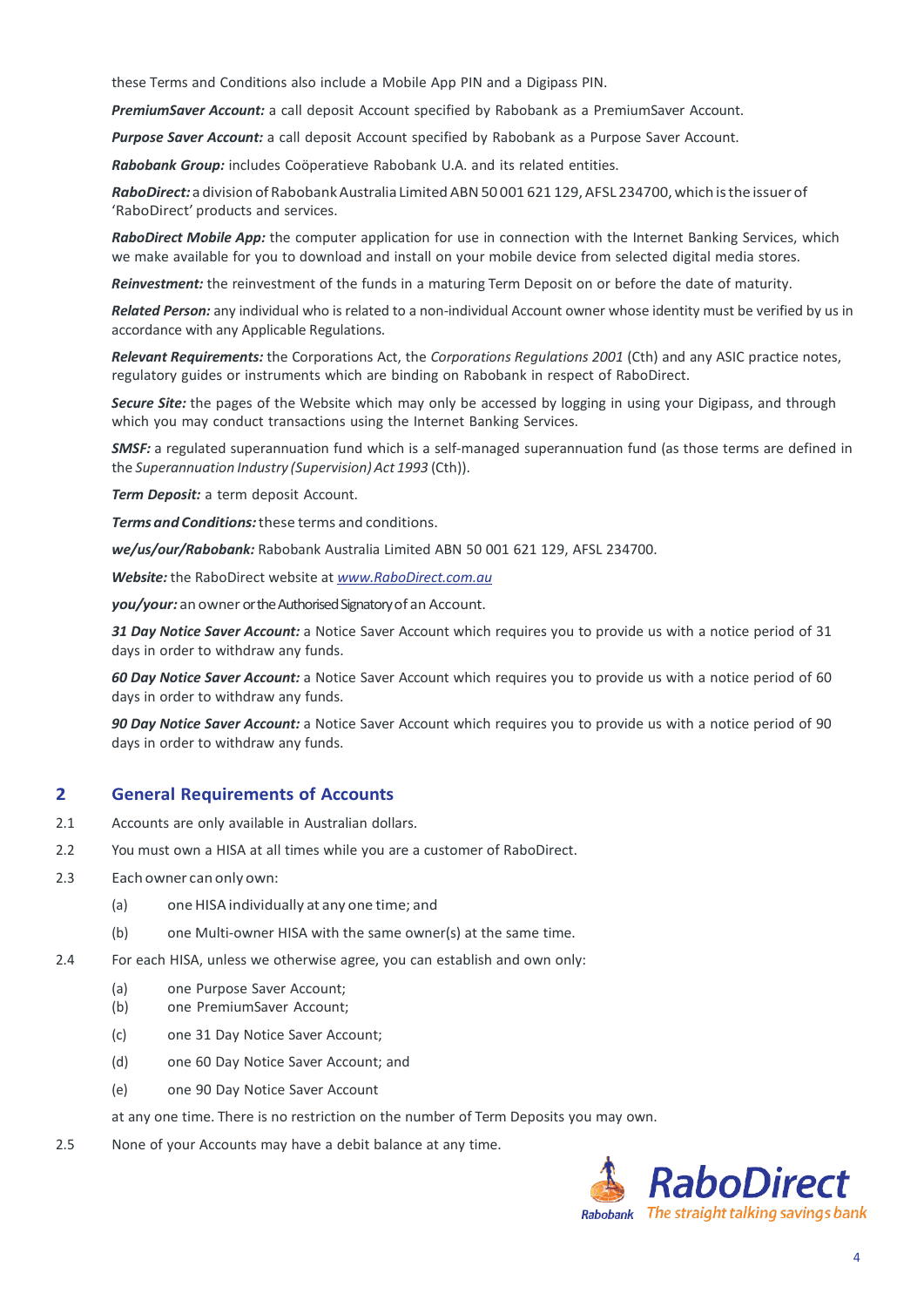these Terms and Conditions also include a Mobile App PIN and a Digipass PIN.

***PremiumSaver Account:*** a call deposit Account specified by Rabobank as a PremiumSaver Account.

***Purpose Saver Account:*** a call deposit Account specified by Rabobank as a Purpose Saver Account.

***Rabobank Group:*** includes Coöperatieve Rabobank U.A. and its related entities.

***RaboDirect:*** a division of Rabobank Australia Limited ABN 50 001 621 129, AFSL 234700, which is the issuer of 'RaboDirect' products and services.

***RaboDirect Mobile App:*** the computer application for use in connection with the Internet Banking Services, which we make available for you to download and install on your mobile device from selected digital media stores.

***Reinvestment:*** the reinvestment of the funds in a maturing Term Deposit on or before the date of maturity.

***Related Person:*** any individual who is related to a non-individual Account owner whose identity must be verified by us in accordance with any Applicable Regulations.

***Relevant Requirements:*** the Corporations Act, the *Corporations Regulations 2001* (Cth) and any ASIC practice notes, regulatory guides or instruments which are binding on Rabobank in respect of RaboDirect.

***Secure Site:*** the pages of the Website which may only be accessed by logging in using your Digipass, and through which you may conduct transactions using the Internet Banking Services.

***SMSF:*** a regulated superannuation fund which is a self-managed superannuation fund (as those terms are defined in the *Superannuation Industry (Supervision) Act 1993* (Cth)).

***Term Deposit:*** a term deposit Account.

***Terms and Conditions:*** these terms and conditions.

***we/us/our/Rabobank:*** Rabobank Australia Limited ABN 50 001 621 129, AFSL 234700.

***Website:*** the RaboDirect website at *www.RaboDirect.com.au*

***you/your:*** an owner or the Authorised Signatory of an Account.

***31 Day Notice Saver Account:*** a Notice Saver Account which requires you to provide us with a notice period of 31 days in order to withdraw any funds.

***60 Day Notice Saver Account:*** a Notice Saver Account which requires you to provide us with a notice period of 60 days in order to withdraw any funds.

***90 Day Notice Saver Account:*** a Notice Saver Account which requires you to provide us with a notice period of 90 days in order to withdraw any funds.

## 2 General Requirements of Accounts

2.1 Accounts are only available in Australian dollars.

2.2 You must own a HISA at all times while you are a customer of RaboDirect.

2.3 Each owner can only own:

- (a) one HISA individually at any one time; and
- (b) one Multi-owner HISA with the same owner(s) at the same time.

2.4 For each HISA, unless we otherwise agree, you can establish and own only:

- (a) one Purpose Saver Account;
- (b) one PremiumSaver Account;
- (c) one 31 Day Notice Saver Account;
- (d) one 60 Day Notice Saver Account; and
- (e) one 90 Day Notice Saver Account

at any one time. There is no restriction on the number of Term Deposits you may own.

2.5 None of your Accounts may have a debit balance at any time.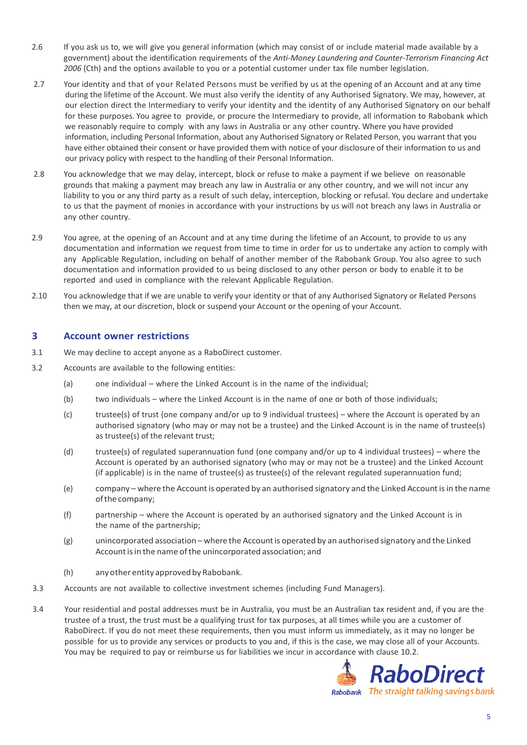2.6 If you ask us to, we will give you general information (which may consist of or include material made available by a government) about the identification requirements of the *Anti-Money Laundering and Counter-Terrorism Financing Act 2006* (Cth) and the options available to you or a potential customer under tax file number legislation.

2.7 Your identity and that of your Related Persons must be verified by us at the opening of an Account and at any time during the lifetime of the Account. We must also verify the identity of any Authorised Signatory. We may, however, at our election direct the Intermediary to verify your identity and the identity of any Authorised Signatory on our behalf for these purposes. You agree to provide, or procure the Intermediary to provide, all information to Rabobank which we reasonably require to comply with any laws in Australia or any other country. Where you have provided information, including Personal Information, about any Authorised Signatory or Related Person, you warrant that you have either obtained their consent or have provided them with notice of your disclosure of their information to us and our privacy policy with respect to the handling of their Personal Information.

2.8 You acknowledge that we may delay, intercept, block or refuse to make a payment if we believe on reasonable grounds that making a payment may breach any law in Australia or any other country, and we will not incur any liability to you or any third party as a result of such delay, interception, blocking or refusal. You declare and undertake to us that the payment of monies in accordance with your instructions by us will not breach any laws in Australia or any other country.

2.9 You agree, at the opening of an Account and at any time during the lifetime of an Account, to provide to us any documentation and information we request from time to time in order for us to undertake any action to comply with any Applicable Regulation, including on behalf of another member of the Rabobank Group. You also agree to such documentation and information provided to us being disclosed to any other person or body to enable it to be reported and used in compliance with the relevant Applicable Regulation.

2.10 You acknowledge that if we are unable to verify your identity or that of any Authorised Signatory or Related Persons then we may, at our discretion, block or suspend your Account or the opening of your Account.

## 3 Account owner restrictions

3.1 We may decline to accept anyone as a RaboDirect customer.

3.2 Accounts are available to the following entities:

- (a) one individual – where the Linked Account is in the name of the individual;
- (b) two individuals – where the Linked Account is in the name of one or both of those individuals;
- (c) trustee(s) of trust (one company and/or up to 9 individual trustees) – where the Account is operated by an authorised signatory (who may or may not be a trustee) and the Linked Account is in the name of trustee(s) as trustee(s) of the relevant trust;
- (d) trustee(s) of regulated superannuation fund (one company and/or up to 4 individual trustees) – where the Account is operated by an authorised signatory (who may or may not be a trustee) and the Linked Account (if applicable) is in the name of trustee(s) as trustee(s) of the relevant regulated superannuation fund;
- (e) company – where the Account is operated by an authorised signatory and the Linked Account is in the name of the company;
- (f) partnership – where the Account is operated by an authorised signatory and the Linked Account is in the name of the partnership;
- (g) unincorporated association – where the Account is operated by an authorised signatory and the Linked Account is in the name of the unincorporated association; and
- (h) any other entity approved by Rabobank.

3.3 Accounts are not available to collective investment schemes (including Fund Managers).

3.4 Your residential and postal addresses must be in Australia, you must be an Australian tax resident and, if you are the trustee of a trust, the trust must be a qualifying trust for tax purposes, at all times while you are a customer of RaboDirect. If you do not meet these requirements, then you must inform us immediately, as it may no longer be possible for us to provide any services or products to you and, if this is the case, we may close all of your Accounts. You may be required to pay or reimburse us for liabilities we incur in accordance with clause 10.2.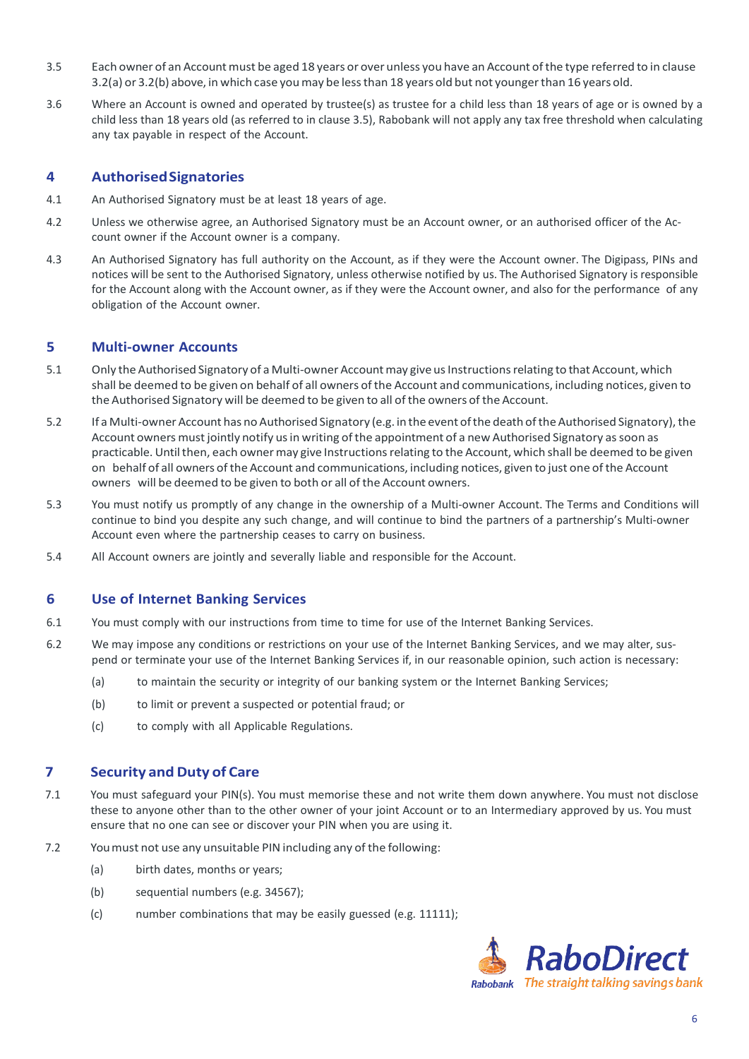3.5 Each owner of an Account must be aged 18 years or over unless you have an Account of the type referred to in clause 3.2(a) or 3.2(b) above, in which case you may be less than 18 years old but not younger than 16 years old.

3.6 Where an Account is owned and operated by trustee(s) as trustee for a child less than 18 years of age or is owned by a child less than 18 years old (as referred to in clause 3.5), Rabobank will not apply any tax free threshold when calculating any tax payable in respect of the Account.

## 4 Authorised Signatories

4.1 An Authorised Signatory must be at least 18 years of age.

4.2 Unless we otherwise agree, an Authorised Signatory must be an Account owner, or an authorised officer of the Account owner if the Account owner is a company.

4.3 An Authorised Signatory has full authority on the Account, as if they were the Account owner. The Digipass, PINs and notices will be sent to the Authorised Signatory, unless otherwise notified by us. The Authorised Signatory is responsible for the Account along with the Account owner, as if they were the Account owner, and also for the performance of any obligation of the Account owner.

## 5 Multi-owner Accounts

5.1 Only the Authorised Signatory of a Multi-owner Account may give us Instructions relating to that Account, which shall be deemed to be given on behalf of all owners of the Account and communications, including notices, given to the Authorised Signatory will be deemed to be given to all of the owners of the Account.

5.2 If a Multi-owner Account has no Authorised Signatory (e.g. in the event of the death of the Authorised Signatory), the Account owners must jointly notify us in writing of the appointment of a new Authorised Signatory as soon as practicable. Until then, each owner may give Instructions relating to the Account, which shall be deemed to be given on behalf of all owners of the Account and communications, including notices, given to just one of the Account owners will be deemed to be given to both or all of the Account owners.

5.3 You must notify us promptly of any change in the ownership of a Multi-owner Account. The Terms and Conditions will continue to bind you despite any such change, and will continue to bind the partners of a partnership's Multi-owner Account even where the partnership ceases to carry on business.

5.4 All Account owners are jointly and severally liable and responsible for the Account.

## 6 Use of Internet Banking Services

6.1 You must comply with our instructions from time to time for use of the Internet Banking Services.

6.2 We may impose any conditions or restrictions on your use of the Internet Banking Services, and we may alter, suspend or terminate your use of the Internet Banking Services if, in our reasonable opinion, such action is necessary:

(a) to maintain the security or integrity of our banking system or the Internet Banking Services;

(b) to limit or prevent a suspected or potential fraud; or

(c) to comply with all Applicable Regulations.

## 7 Security and Duty of Care

7.1 You must safeguard your PIN(s). You must memorise these and not write them down anywhere. You must not disclose these to anyone other than to the other owner of your joint Account or to an Intermediary approved by us. You must ensure that no one can see or discover your PIN when you are using it.

7.2 You must not use any unsuitable PIN including any of the following:

(a) birth dates, months or years;

(b) sequential numbers (e.g. 34567);

(c) number combinations that may be easily guessed (e.g. 11111);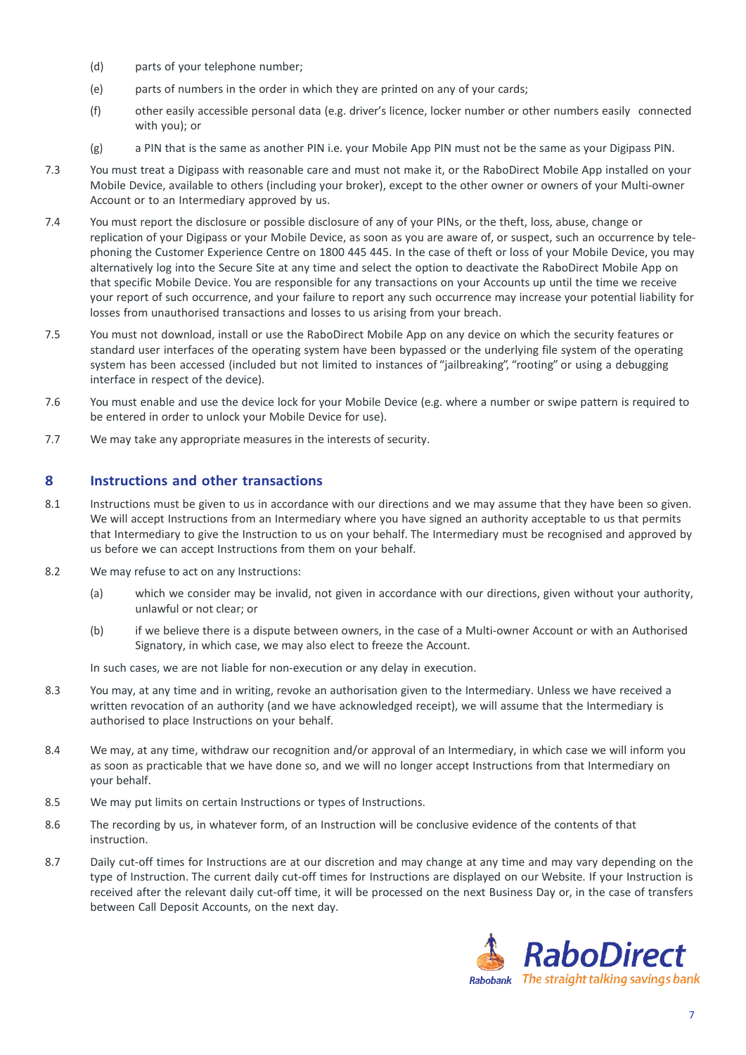(d) parts of your telephone number;

(e) parts of numbers in the order in which they are printed on any of your cards;

(f) other easily accessible personal data (e.g. driver's licence, locker number or other numbers easily connected with you); or

(g) a PIN that is the same as another PIN i.e. your Mobile App PIN must not be the same as your Digipass PIN.

7.3 You must treat a Digipass with reasonable care and must not make it, or the RaboDirect Mobile App installed on your Mobile Device, available to others (including your broker), except to the other owner or owners of your Multi-owner Account or to an Intermediary approved by us.

7.4 You must report the disclosure or possible disclosure of any of your PINs, or the theft, loss, abuse, change or replication of your Digipass or your Mobile Device, as soon as you are aware of, or suspect, such an occurrence by telephoning the Customer Experience Centre on 1800 445 445. In the case of theft or loss of your Mobile Device, you may alternatively log into the Secure Site at any time and select the option to deactivate the RaboDirect Mobile App on that specific Mobile Device. You are responsible for any transactions on your Accounts up until the time we receive your report of such occurrence, and your failure to report any such occurrence may increase your potential liability for losses from unauthorised transactions and losses to us arising from your breach.

7.5 You must not download, install or use the RaboDirect Mobile App on any device on which the security features or standard user interfaces of the operating system have been bypassed or the underlying file system of the operating system has been accessed (included but not limited to instances of "jailbreaking", "rooting" or using a debugging interface in respect of the device).

7.6 You must enable and use the device lock for your Mobile Device (e.g. where a number or swipe pattern is required to be entered in order to unlock your Mobile Device for use).

7.7 We may take any appropriate measures in the interests of security.

## 8 Instructions and other transactions

8.1 Instructions must be given to us in accordance with our directions and we may assume that they have been so given. We will accept Instructions from an Intermediary where you have signed an authority acceptable to us that permits that Intermediary to give the Instruction to us on your behalf. The Intermediary must be recognised and approved by us before we can accept Instructions from them on your behalf.

8.2 We may refuse to act on any Instructions:

(a) which we consider may be invalid, not given in accordance with our directions, given without your authority, unlawful or not clear; or

(b) if we believe there is a dispute between owners, in the case of a Multi-owner Account or with an Authorised Signatory, in which case, we may also elect to freeze the Account.

In such cases, we are not liable for non-execution or any delay in execution.

8.3 You may, at any time and in writing, revoke an authorisation given to the Intermediary. Unless we have received a written revocation of an authority (and we have acknowledged receipt), we will assume that the Intermediary is authorised to place Instructions on your behalf.

8.4 We may, at any time, withdraw our recognition and/or approval of an Intermediary, in which case we will inform you as soon as practicable that we have done so, and we will no longer accept Instructions from that Intermediary on your behalf.

8.5 We may put limits on certain Instructions or types of Instructions.

8.6 The recording by us, in whatever form, of an Instruction will be conclusive evidence of the contents of that instruction.

8.7 Daily cut-off times for Instructions are at our discretion and may change at any time and may vary depending on the type of Instruction. The current daily cut-off times for Instructions are displayed on our Website. If your Instruction is received after the relevant daily cut-off time, it will be processed on the next Business Day or, in the case of transfers between Call Deposit Accounts, on the next day.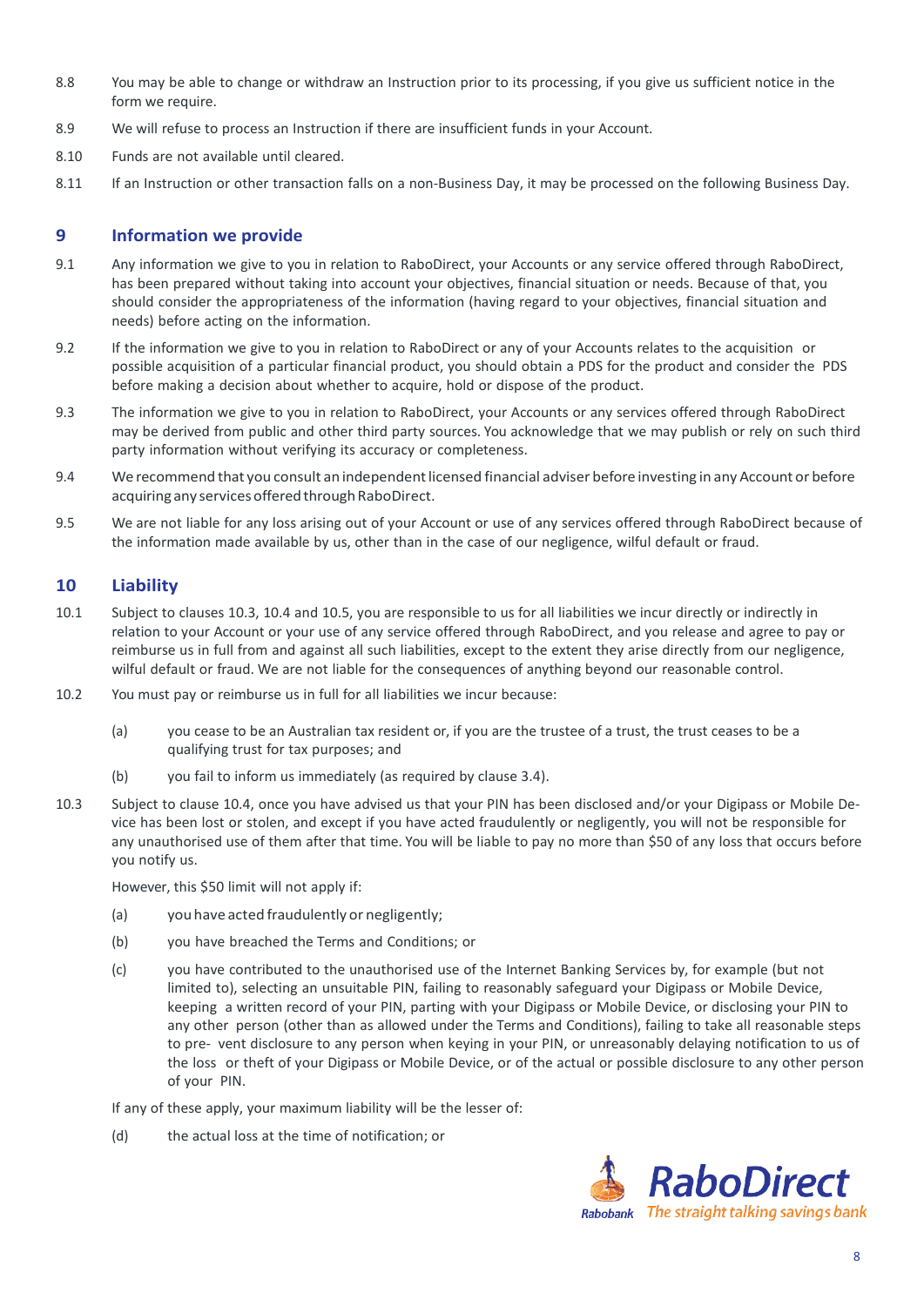8.8 You may be able to change or withdraw an Instruction prior to its processing, if you give us sufficient notice in the form we require.

8.9 We will refuse to process an Instruction if there are insufficient funds in your Account.

8.10 Funds are not available until cleared.

8.11 If an Instruction or other transaction falls on a non-Business Day, it may be processed on the following Business Day.

## 9 Information we provide

9.1 Any information we give to you in relation to RaboDirect, your Accounts or any service offered through RaboDirect, has been prepared without taking into account your objectives, financial situation or needs. Because of that, you should consider the appropriateness of the information (having regard to your objectives, financial situation and needs) before acting on the information.

9.2 If the information we give to you in relation to RaboDirect or any of your Accounts relates to the acquisition or possible acquisition of a particular financial product, you should obtain a PDS for the product and consider the PDS before making a decision about whether to acquire, hold or dispose of the product.

9.3 The information we give to you in relation to RaboDirect, your Accounts or any services offered through RaboDirect may be derived from public and other third party sources. You acknowledge that we may publish or rely on such third party information without verifying its accuracy or completeness.

9.4 We recommend that you consult an independent licensed financial adviser before investing in any Account or before acquiring any services offered through RaboDirect.

9.5 We are not liable for any loss arising out of your Account or use of any services offered through RaboDirect because of the information made available by us, other than in the case of our negligence, wilful default or fraud.

## 10 Liability

10.1 Subject to clauses 10.3, 10.4 and 10.5, you are responsible to us for all liabilities we incur directly or indirectly in relation to your Account or your use of any service offered through RaboDirect, and you release and agree to pay or reimburse us in full from and against all such liabilities, except to the extent they arise directly from our negligence, wilful default or fraud. We are not liable for the consequences of anything beyond our reasonable control.

10.2 You must pay or reimburse us in full for all liabilities we incur because:

(a) you cease to be an Australian tax resident or, if you are the trustee of a trust, the trust ceases to be a qualifying trust for tax purposes; and

(b) you fail to inform us immediately (as required by clause 3.4).

10.3 Subject to clause 10.4, once you have advised us that your PIN has been disclosed and/or your Digipass or Mobile Device has been lost or stolen, and except if you have acted fraudulently or negligently, you will not be responsible for any unauthorised use of them after that time. You will be liable to pay no more than $50 of any loss that occurs before you notify us.

However, this $50 limit will not apply if:

(a) you have acted fraudulently or negligently;

(b) you have breached the Terms and Conditions; or

(c) you have contributed to the unauthorised use of the Internet Banking Services by, for example (but not limited to), selecting an unsuitable PIN, failing to reasonably safeguard your Digipass or Mobile Device, keeping a written record of your PIN, parting with your Digipass or Mobile Device, or disclosing your PIN to any other person (other than as allowed under the Terms and Conditions), failing to take all reasonable steps to prevent disclosure to any person when keying in your PIN, or unreasonably delaying notification to us of the loss or theft of your Digipass or Mobile Device, or of the actual or possible disclosure to any other person of your PIN.

If any of these apply, your maximum liability will be the lesser of:

(d) the actual loss at the time of notification; or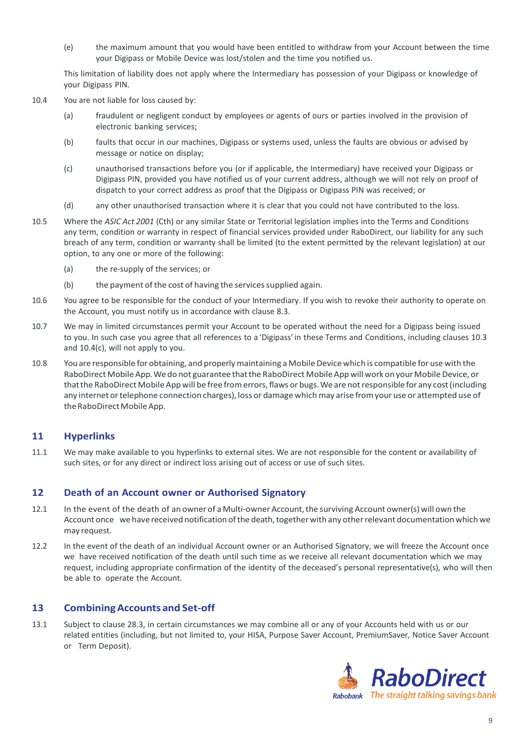(e) the maximum amount that you would have been entitled to withdraw from your Account between the time your Digipass or Mobile Device was lost/stolen and the time you notified us.

This limitation of liability does not apply where the Intermediary has possession of your Digipass or knowledge of your Digipass PIN.

10.4 You are not liable for loss caused by:

(a) fraudulent or negligent conduct by employees or agents of ours or parties involved in the provision of electronic banking services;

(b) faults that occur in our machines, Digipass or systems used, unless the faults are obvious or advised by message or notice on display;

(c) unauthorised transactions before you (or if applicable, the Intermediary) have received your Digipass or Digipass PIN, provided you have notified us of your current address, although we will not rely on proof of dispatch to your correct address as proof that the Digipass or Digipass PIN was received; or

(d) any other unauthorised transaction where it is clear that you could not have contributed to the loss.

10.5 Where the *ASIC Act 2001* (Cth) or any similar State or Territorial legislation implies into the Terms and Conditions any term, condition or warranty in respect of financial services provided under RaboDirect, our liability for any such breach of any term, condition or warranty shall be limited (to the extent permitted by the relevant legislation) at our option, to any one or more of the following:

(a) the re-supply of the services; or

(b) the payment of the cost of having the services supplied again.

10.6 You agree to be responsible for the conduct of your Intermediary. If you wish to revoke their authority to operate on the Account, you must notify us in accordance with clause 8.3.

10.7 We may in limited circumstances permit your Account to be operated without the need for a Digipass being issued to you. In such case you agree that all references to a 'Digipass' in these Terms and Conditions, including clauses 10.3 and 10.4(c), will not apply to you.

10.8 You are responsible for obtaining, and properly maintaining a Mobile Device which is compatible for use with the RaboDirect Mobile App. We do not guarantee that the RaboDirect Mobile App will work on your Mobile Device, or that the RaboDirect Mobile App will be free from errors, flaws or bugs. We are not responsible for any cost (including any internet or telephone connection charges), loss or damage which may arise from your use or attempted use of the RaboDirect Mobile App.

## 11 Hyperlinks

11.1 We may make available to you hyperlinks to external sites. We are not responsible for the content or availability of such sites, or for any direct or indirect loss arising out of access or use of such sites.

## 12 Death of an Account owner or Authorised Signatory

12.1 In the event of the death of an owner of a Multi-owner Account, the surviving Account owner(s) will own the Account once we have received notification of the death, together with any other relevant documentation which we may request.

12.2 In the event of the death of an individual Account owner or an Authorised Signatory, we will freeze the Account once we have received notification of the death until such time as we receive all relevant documentation which we may request, including appropriate confirmation of the identity of the deceased's personal representative(s), who will then be able to operate the Account.

## 13 Combining Accounts and Set-off

13.1 Subject to clause 28.3, in certain circumstances we may combine all or any of your Accounts held with us or our related entities (including, but not limited to, your HISA, Purpose Saver Account, PremiumSaver, Notice Saver Account or Term Deposit).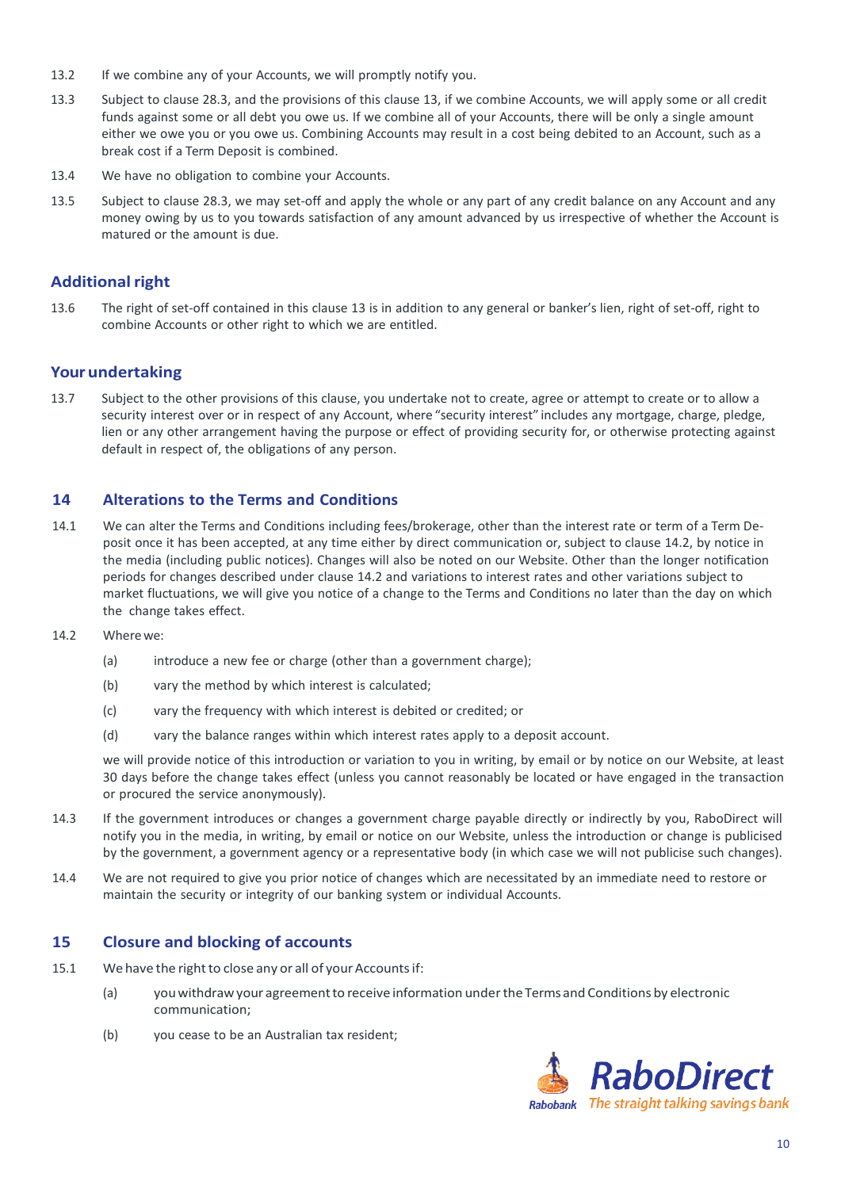13.2 If we combine any of your Accounts, we will promptly notify you.

13.3 Subject to clause 28.3, and the provisions of this clause 13, if we combine Accounts, we will apply some or all credit funds against some or all debt you owe us. If we combine all of your Accounts, there will be only a single amount either we owe you or you owe us. Combining Accounts may result in a cost being debited to an Account, such as a break cost if a Term Deposit is combined.

13.4 We have no obligation to combine your Accounts.

13.5 Subject to clause 28.3, we may set-off and apply the whole or any part of any credit balance on any Account and any money owing by us to you towards satisfaction of any amount advanced by us irrespective of whether the Account is matured or the amount is due.

### Additional right

13.6 The right of set-off contained in this clause 13 is in addition to any general or banker's lien, right of set-off, right to combine Accounts or other right to which we are entitled.

### Your undertaking

13.7 Subject to the other provisions of this clause, you undertake not to create, agree or attempt to create or to allow a security interest over or in respect of any Account, where "security interest" includes any mortgage, charge, pledge, lien or any other arrangement having the purpose or effect of providing security for, or otherwise protecting against default in respect of, the obligations of any person.

## 14 Alterations to the Terms and Conditions

14.1 We can alter the Terms and Conditions including fees/brokerage, other than the interest rate or term of a Term Deposit once it has been accepted, at any time either by direct communication or, subject to clause 14.2, by notice in the media (including public notices). Changes will also be noted on our Website. Other than the longer notification periods for changes described under clause 14.2 and variations to interest rates and other variations subject to market fluctuations, we will give you notice of a change to the Terms and Conditions no later than the day on which the change takes effect.

14.2 Where we:

- (a) introduce a new fee or charge (other than a government charge);
- (b) vary the method by which interest is calculated;
- (c) vary the frequency with which interest is debited or credited; or
- (d) vary the balance ranges within which interest rates apply to a deposit account.

we will provide notice of this introduction or variation to you in writing, by email or by notice on our Website, at least 30 days before the change takes effect (unless you cannot reasonably be located or have engaged in the transaction or procured the service anonymously).

14.3 If the government introduces or changes a government charge payable directly or indirectly by you, RaboDirect will notify you in the media, in writing, by email or notice on our Website, unless the introduction or change is publicised by the government, a government agency or a representative body (in which case we will not publicise such changes).

14.4 We are not required to give you prior notice of changes which are necessitated by an immediate need to restore or maintain the security or integrity of our banking system or individual Accounts.

## 15 Closure and blocking of accounts

15.1 We have the right to close any or all of your Accounts if:

- (a) you withdraw your agreement to receive information under the Terms and Conditions by electronic communication;
- (b) you cease to be an Australian tax resident;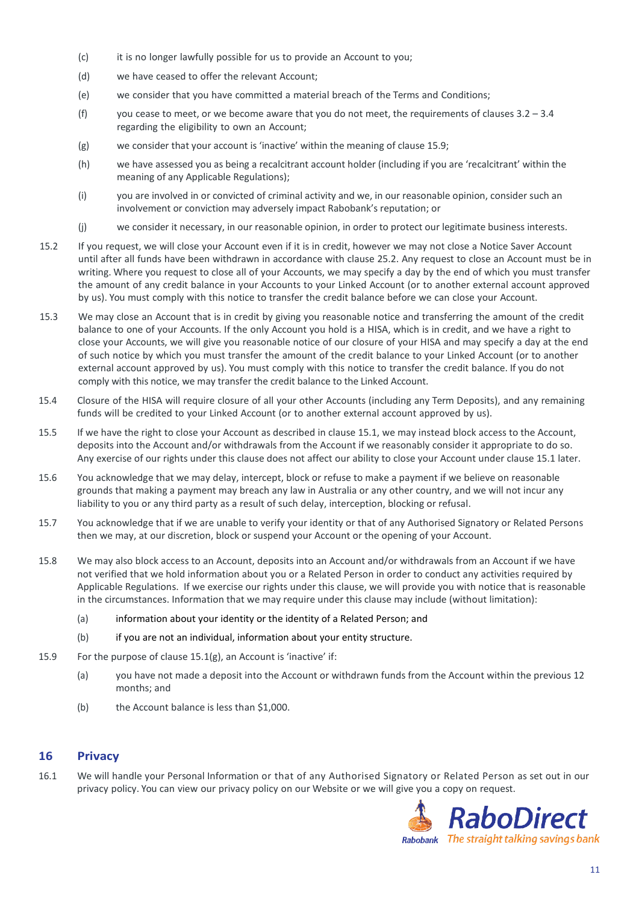(c) it is no longer lawfully possible for us to provide an Account to you;

(d) we have ceased to offer the relevant Account;

(e) we consider that you have committed a material breach of the Terms and Conditions;

(f) you cease to meet, or we become aware that you do not meet, the requirements of clauses 3.2 – 3.4 regarding the eligibility to own an Account;

(g) we consider that your account is 'inactive' within the meaning of clause 15.9;

(h) we have assessed you as being a recalcitrant account holder (including if you are 'recalcitrant' within the meaning of any Applicable Regulations);

(i) you are involved in or convicted of criminal activity and we, in our reasonable opinion, consider such an involvement or conviction may adversely impact Rabobank's reputation; or

(j) we consider it necessary, in our reasonable opinion, in order to protect our legitimate business interests.

15.2 If you request, we will close your Account even if it is in credit, however we may not close a Notice Saver Account until after all funds have been withdrawn in accordance with clause 25.2. Any request to close an Account must be in writing. Where you request to close all of your Accounts, we may specify a day by the end of which you must transfer the amount of any credit balance in your Accounts to your Linked Account (or to another external account approved by us). You must comply with this notice to transfer the credit balance before we can close your Account.

15.3 We may close an Account that is in credit by giving you reasonable notice and transferring the amount of the credit balance to one of your Accounts. If the only Account you hold is a HISA, which is in credit, and we have a right to close your Accounts, we will give you reasonable notice of our closure of your HISA and may specify a day at the end of such notice by which you must transfer the amount of the credit balance to your Linked Account (or to another external account approved by us). You must comply with this notice to transfer the credit balance. If you do not comply with this notice, we may transfer the credit balance to the Linked Account.

15.4 Closure of the HISA will require closure of all your other Accounts (including any Term Deposits), and any remaining funds will be credited to your Linked Account (or to another external account approved by us).

15.5 If we have the right to close your Account as described in clause 15.1, we may instead block access to the Account, deposits into the Account and/or withdrawals from the Account if we reasonably consider it appropriate to do so. Any exercise of our rights under this clause does not affect our ability to close your Account under clause 15.1 later.

15.6 You acknowledge that we may delay, intercept, block or refuse to make a payment if we believe on reasonable grounds that making a payment may breach any law in Australia or any other country, and we will not incur any liability to you or any third party as a result of such delay, interception, blocking or refusal.

15.7 You acknowledge that if we are unable to verify your identity or that of any Authorised Signatory or Related Persons then we may, at our discretion, block or suspend your Account or the opening of your Account.

15.8 We may also block access to an Account, deposits into an Account and/or withdrawals from an Account if we have not verified that we hold information about you or a Related Person in order to conduct any activities required by Applicable Regulations. If we exercise our rights under this clause, we will provide you with notice that is reasonable in the circumstances. Information that we may require under this clause may include (without limitation):

(a) information about your identity or the identity of a Related Person; and

(b) if you are not an individual, information about your entity structure.

15.9 For the purpose of clause 15.1(g), an Account is 'inactive' if:

(a) you have not made a deposit into the Account or withdrawn funds from the Account within the previous 12 months; and

(b) the Account balance is less than $1,000.

## 16 Privacy

16.1 We will handle your Personal Information or that of any Authorised Signatory or Related Person as set out in our privacy policy. You can view our privacy policy on our Website or we will give you a copy on request.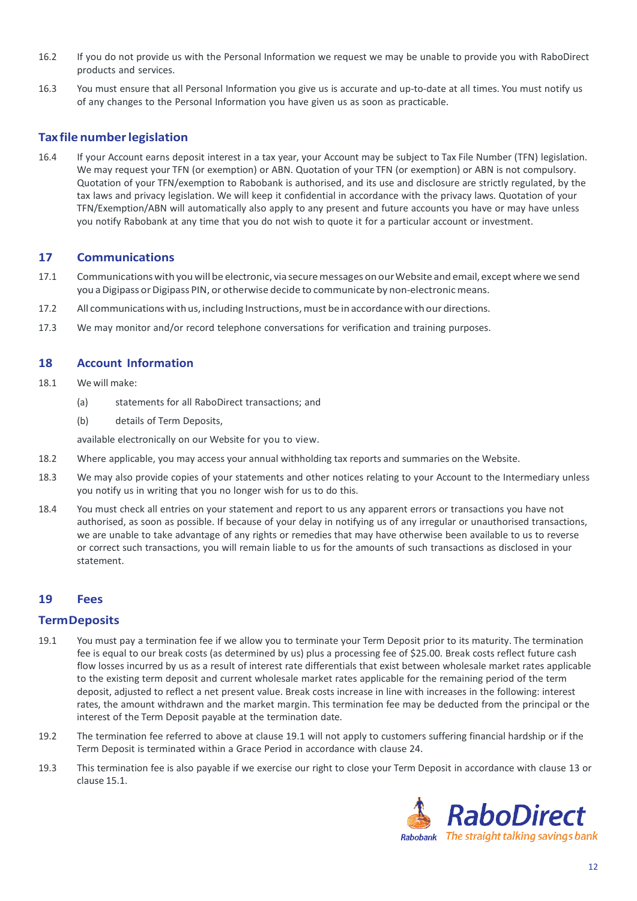16.2 If you do not provide us with the Personal Information we request we may be unable to provide you with RaboDirect products and services.

16.3 You must ensure that all Personal Information you give us is accurate and up-to-date at all times. You must notify us of any changes to the Personal Information you have given us as soon as practicable.

### Tax file number legislation

16.4 If your Account earns deposit interest in a tax year, your Account may be subject to Tax File Number (TFN) legislation. We may request your TFN (or exemption) or ABN. Quotation of your TFN (or exemption) or ABN is not compulsory. Quotation of your TFN/exemption to Rabobank is authorised, and its use and disclosure are strictly regulated, by the tax laws and privacy legislation. We will keep it confidential in accordance with the privacy laws. Quotation of your TFN/Exemption/ABN will automatically also apply to any present and future accounts you have or may have unless you notify Rabobank at any time that you do not wish to quote it for a particular account or investment.

## 17 Communications

17.1 Communications with you will be electronic, via secure messages on our Website and email, except where we send you a Digipass or Digipass PIN, or otherwise decide to communicate by non-electronic means.

17.2 All communications with us, including Instructions, must be in accordance with our directions.

17.3 We may monitor and/or record telephone conversations for verification and training purposes.

## 18 Account Information

18.1 We will make:

(a) statements for all RaboDirect transactions; and

(b) details of Term Deposits,

available electronically on our Website for you to view.

18.2 Where applicable, you may access your annual withholding tax reports and summaries on the Website.

18.3 We may also provide copies of your statements and other notices relating to your Account to the Intermediary unless you notify us in writing that you no longer wish for us to do this.

18.4 You must check all entries on your statement and report to us any apparent errors or transactions you have not authorised, as soon as possible. If because of your delay in notifying us of any irregular or unauthorised transactions, we are unable to take advantage of any rights or remedies that may have otherwise been available to us to reverse or correct such transactions, you will remain liable to us for the amounts of such transactions as disclosed in your statement.

## 19 Fees

### Term Deposits

19.1 You must pay a termination fee if we allow you to terminate your Term Deposit prior to its maturity. The termination fee is equal to our break costs (as determined by us) plus a processing fee of $25.00. Break costs reflect future cash flow losses incurred by us as a result of interest rate differentials that exist between wholesale market rates applicable to the existing term deposit and current wholesale market rates applicable for the remaining period of the term deposit, adjusted to reflect a net present value. Break costs increase in line with increases in the following: interest rates, the amount withdrawn and the market margin. This termination fee may be deducted from the principal or the interest of the Term Deposit payable at the termination date.

19.2 The termination fee referred to above at clause 19.1 will not apply to customers suffering financial hardship or if the Term Deposit is terminated within a Grace Period in accordance with clause 24.

19.3 This termination fee is also payable if we exercise our right to close your Term Deposit in accordance with clause 13 or clause 15.1.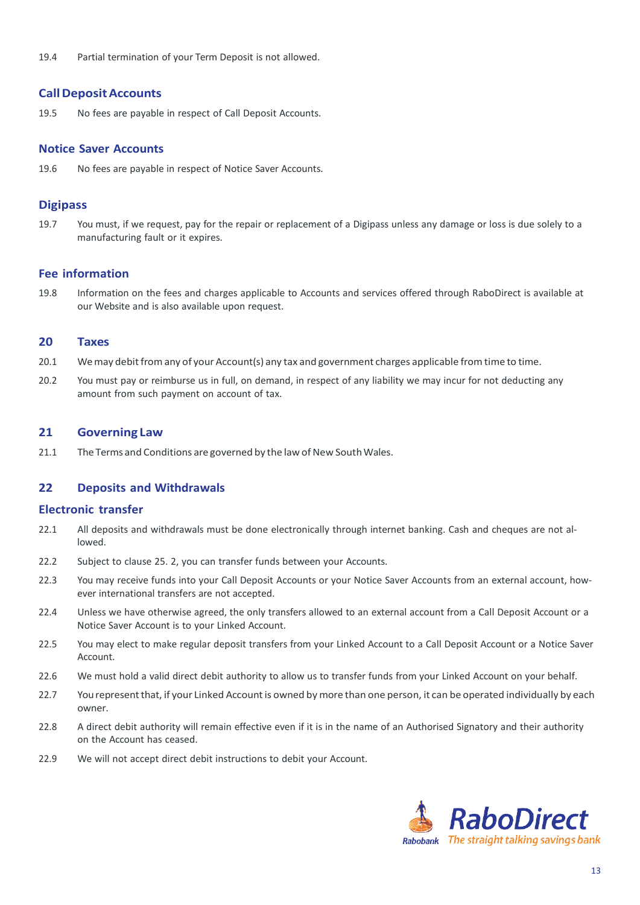19.4 Partial termination of your Term Deposit is not allowed.

### Call Deposit Accounts

19.5 No fees are payable in respect of Call Deposit Accounts.

### Notice Saver Accounts

19.6 No fees are payable in respect of Notice Saver Accounts.

### Digipass

19.7 You must, if we request, pay for the repair or replacement of a Digipass unless any damage or loss is due solely to a manufacturing fault or it expires.

### Fee information

19.8 Information on the fees and charges applicable to Accounts and services offered through RaboDirect is available at our Website and is also available upon request.

## 20 Taxes

20.1 We may debit from any of your Account(s) any tax and government charges applicable from time to time.

20.2 You must pay or reimburse us in full, on demand, in respect of any liability we may incur for not deducting any amount from such payment on account of tax.

## 21 Governing Law

21.1 The Terms and Conditions are governed by the law of New South Wales.

## 22 Deposits and Withdrawals

### Electronic transfer

22.1 All deposits and withdrawals must be done electronically through internet banking. Cash and cheques are not allowed.

22.2 Subject to clause 25. 2, you can transfer funds between your Accounts.

22.3 You may receive funds into your Call Deposit Accounts or your Notice Saver Accounts from an external account, however international transfers are not accepted.

22.4 Unless we have otherwise agreed, the only transfers allowed to an external account from a Call Deposit Account or a Notice Saver Account is to your Linked Account.

22.5 You may elect to make regular deposit transfers from your Linked Account to a Call Deposit Account or a Notice Saver Account.

22.6 We must hold a valid direct debit authority to allow us to transfer funds from your Linked Account on your behalf.

22.7 You represent that, if your Linked Account is owned by more than one person, it can be operated individually by each owner.

22.8 A direct debit authority will remain effective even if it is in the name of an Authorised Signatory and their authority on the Account has ceased.

22.9 We will not accept direct debit instructions to debit your Account.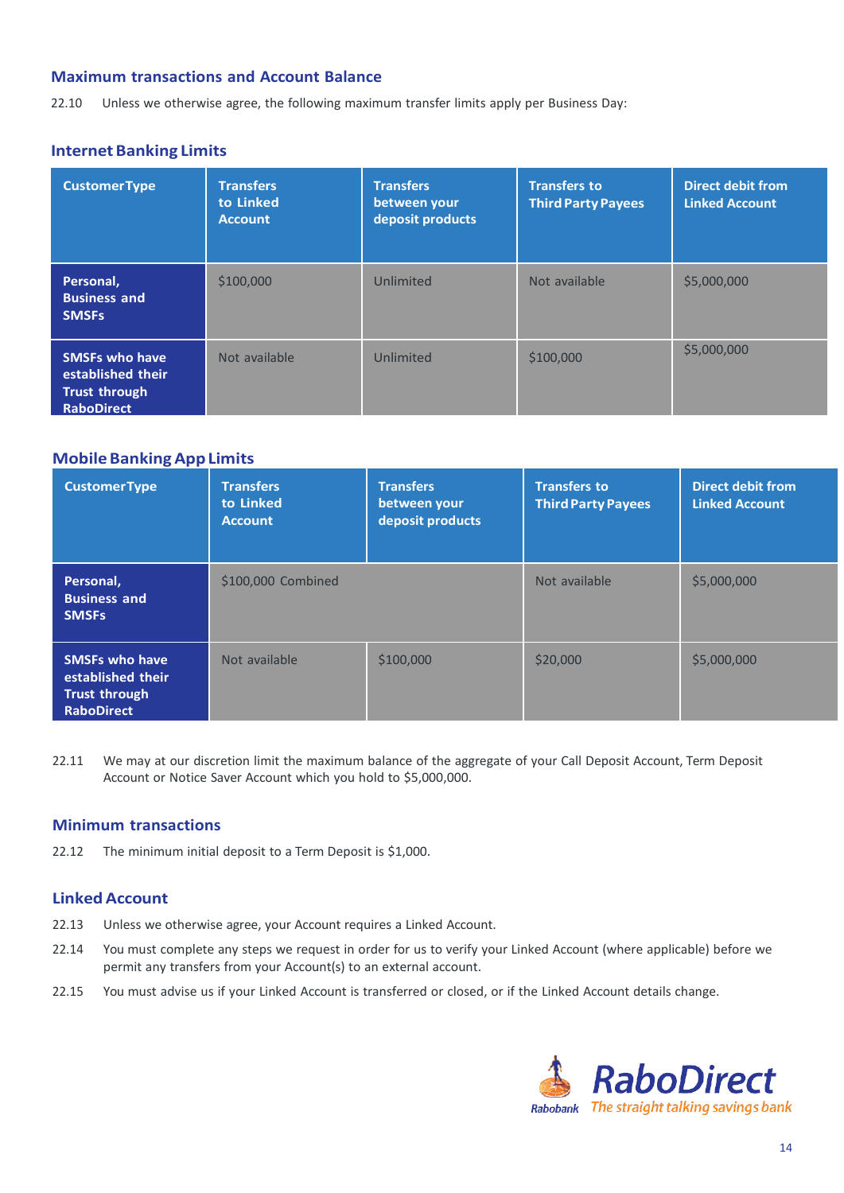## Maximum transactions and Account Balance

22.10 Unless we otherwise agree, the following maximum transfer limits apply per Business Day:

### Internet Banking Limits

| CustomerType | Transfers to Linked Account | Transfers between your deposit products | Transfers to Third Party Payees | Direct debit from Linked Account |
|---|---|---|---|---|
| **Personal, Business and SMSFs** | $100,000 | Unlimited | Not available | $5,000,000 |
| **SMSFs who have established their Trust through RaboDirect** | Not available | Unlimited | $100,000 | $5,000,000 |

### Mobile Banking App Limits

| CustomerType | Transfers to Linked Account | Transfers between your deposit products | Transfers to Third Party Payees | Direct debit from Linked Account |
|---|---|---|---|---|
| **Personal, Business and SMSFs** | $100,000 Combined | | Not available | $5,000,000 |
| **SMSFs who have established their Trust through RaboDirect** | Not available | $100,000 | $20,000 | $5,000,000 |

22.11 We may at our discretion limit the maximum balance of the aggregate of your Call Deposit Account, Term Deposit Account or Notice Saver Account which you hold to $5,000,000.

## Minimum transactions

22.12 The minimum initial deposit to a Term Deposit is $1,000.

## Linked Account

22.13 Unless we otherwise agree, your Account requires a Linked Account.

22.14 You must complete any steps we request in order for us to verify your Linked Account (where applicable) before we permit any transfers from your Account(s) to an external account.

22.15 You must advise us if your Linked Account is transferred or closed, or if the Linked Account details change.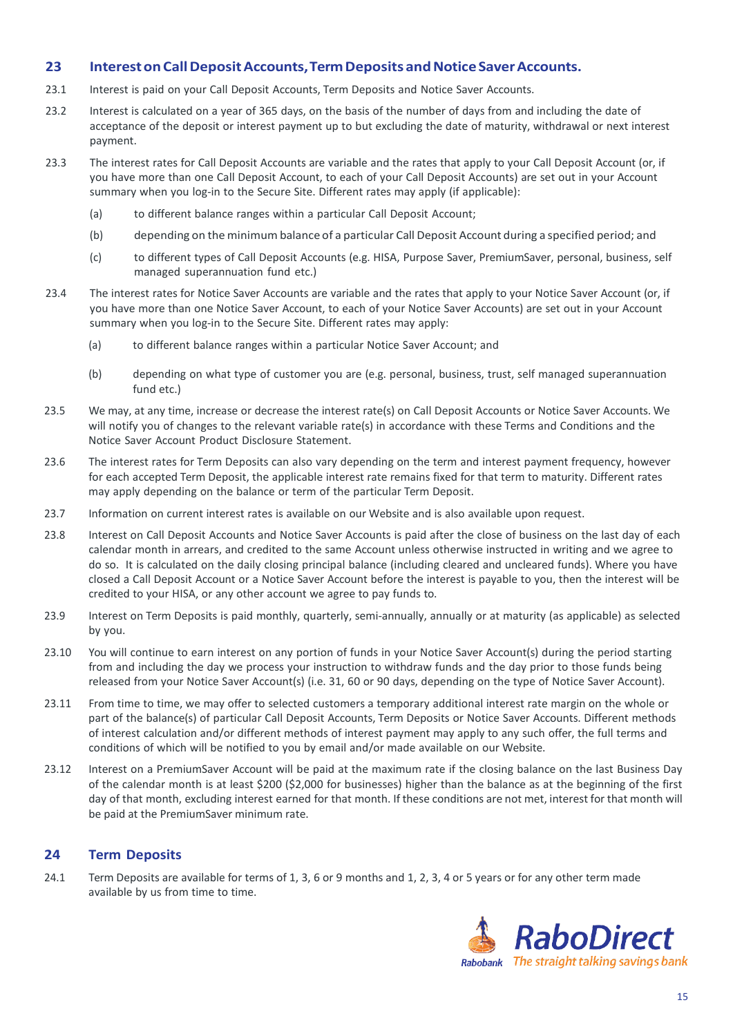## 23 Interest on Call Deposit Accounts, Term Deposits and Notice Saver Accounts.

23.1 Interest is paid on your Call Deposit Accounts, Term Deposits and Notice Saver Accounts.

23.2 Interest is calculated on a year of 365 days, on the basis of the number of days from and including the date of acceptance of the deposit or interest payment up to but excluding the date of maturity, withdrawal or next interest payment.

23.3 The interest rates for Call Deposit Accounts are variable and the rates that apply to your Call Deposit Account (or, if you have more than one Call Deposit Account, to each of your Call Deposit Accounts) are set out in your Account summary when you log-in to the Secure Site. Different rates may apply (if applicable):

(a) to different balance ranges within a particular Call Deposit Account;

(b) depending on the minimum balance of a particular Call Deposit Account during a specified period; and

(c) to different types of Call Deposit Accounts (e.g. HISA, Purpose Saver, PremiumSaver, personal, business, self managed superannuation fund etc.)

23.4 The interest rates for Notice Saver Accounts are variable and the rates that apply to your Notice Saver Account (or, if you have more than one Notice Saver Account, to each of your Notice Saver Accounts) are set out in your Account summary when you log-in to the Secure Site. Different rates may apply:

(a) to different balance ranges within a particular Notice Saver Account; and

(b) depending on what type of customer you are (e.g. personal, business, trust, self managed superannuation fund etc.)

23.5 We may, at any time, increase or decrease the interest rate(s) on Call Deposit Accounts or Notice Saver Accounts. We will notify you of changes to the relevant variable rate(s) in accordance with these Terms and Conditions and the Notice Saver Account Product Disclosure Statement.

23.6 The interest rates for Term Deposits can also vary depending on the term and interest payment frequency, however for each accepted Term Deposit, the applicable interest rate remains fixed for that term to maturity. Different rates may apply depending on the balance or term of the particular Term Deposit.

23.7 Information on current interest rates is available on our Website and is also available upon request.

23.8 Interest on Call Deposit Accounts and Notice Saver Accounts is paid after the close of business on the last day of each calendar month in arrears, and credited to the same Account unless otherwise instructed in writing and we agree to do so. It is calculated on the daily closing principal balance (including cleared and uncleared funds). Where you have closed a Call Deposit Account or a Notice Saver Account before the interest is payable to you, then the interest will be credited to your HISA, or any other account we agree to pay funds to.

23.9 Interest on Term Deposits is paid monthly, quarterly, semi-annually, annually or at maturity (as applicable) as selected by you.

23.10 You will continue to earn interest on any portion of funds in your Notice Saver Account(s) during the period starting from and including the day we process your instruction to withdraw funds and the day prior to those funds being released from your Notice Saver Account(s) (i.e. 31, 60 or 90 days, depending on the type of Notice Saver Account).

23.11 From time to time, we may offer to selected customers a temporary additional interest rate margin on the whole or part of the balance(s) of particular Call Deposit Accounts, Term Deposits or Notice Saver Accounts. Different methods of interest calculation and/or different methods of interest payment may apply to any such offer, the full terms and conditions of which will be notified to you by email and/or made available on our Website.

23.12 Interest on a PremiumSaver Account will be paid at the maximum rate if the closing balance on the last Business Day of the calendar month is at least $200 ($2,000 for businesses) higher than the balance as at the beginning of the first day of that month, excluding interest earned for that month. If these conditions are not met, interest for that month will be paid at the PremiumSaver minimum rate.

## 24 Term Deposits

24.1 Term Deposits are available for terms of 1, 3, 6 or 9 months and 1, 2, 3, 4 or 5 years or for any other term made available by us from time to time.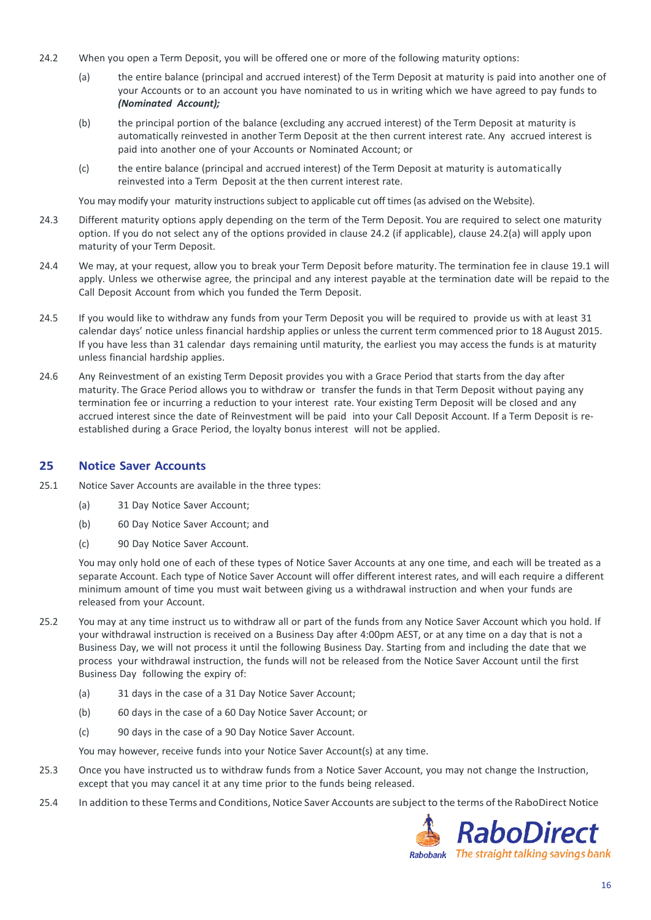24.2 When you open a Term Deposit, you will be offered one or more of the following maturity options:

(a) the entire balance (principal and accrued interest) of the Term Deposit at maturity is paid into another one of your Accounts or to an account you have nominated to us in writing which we have agreed to pay funds to ***(Nominated Account);***

(b) the principal portion of the balance (excluding any accrued interest) of the Term Deposit at maturity is automatically reinvested in another Term Deposit at the then current interest rate. Any accrued interest is paid into another one of your Accounts or Nominated Account; or

(c) the entire balance (principal and accrued interest) of the Term Deposit at maturity is automatically reinvested into a Term Deposit at the then current interest rate.

You may modify your maturity instructions subject to applicable cut off times (as advised on the Website).

24.3 Different maturity options apply depending on the term of the Term Deposit. You are required to select one maturity option. If you do not select any of the options provided in clause 24.2 (if applicable), clause 24.2(a) will apply upon maturity of your Term Deposit.

24.4 We may, at your request, allow you to break your Term Deposit before maturity. The termination fee in clause 19.1 will apply. Unless we otherwise agree, the principal and any interest payable at the termination date will be repaid to the Call Deposit Account from which you funded the Term Deposit.

24.5 If you would like to withdraw any funds from your Term Deposit you will be required to provide us with at least 31 calendar days' notice unless financial hardship applies or unless the current term commenced prior to 18 August 2015. If you have less than 31 calendar days remaining until maturity, the earliest you may access the funds is at maturity unless financial hardship applies.

24.6 Any Reinvestment of an existing Term Deposit provides you with a Grace Period that starts from the day after maturity. The Grace Period allows you to withdraw or transfer the funds in that Term Deposit without paying any termination fee or incurring a reduction to your interest rate. Your existing Term Deposit will be closed and any accrued interest since the date of Reinvestment will be paid into your Call Deposit Account. If a Term Deposit is re-established during a Grace Period, the loyalty bonus interest will not be applied.

## 25 Notice Saver Accounts

25.1 Notice Saver Accounts are available in the three types:

(a) 31 Day Notice Saver Account;

(b) 60 Day Notice Saver Account; and

(c) 90 Day Notice Saver Account.

You may only hold one of each of these types of Notice Saver Accounts at any one time, and each will be treated as a separate Account. Each type of Notice Saver Account will offer different interest rates, and will each require a different minimum amount of time you must wait between giving us a withdrawal instruction and when your funds are released from your Account.

25.2 You may at any time instruct us to withdraw all or part of the funds from any Notice Saver Account which you hold. If your withdrawal instruction is received on a Business Day after 4:00pm AEST, or at any time on a day that is not a Business Day, we will not process it until the following Business Day. Starting from and including the date that we process your withdrawal instruction, the funds will not be released from the Notice Saver Account until the first Business Day following the expiry of:

(a) 31 days in the case of a 31 Day Notice Saver Account;

(b) 60 days in the case of a 60 Day Notice Saver Account; or

(c) 90 days in the case of a 90 Day Notice Saver Account.

You may however, receive funds into your Notice Saver Account(s) at any time.

25.3 Once you have instructed us to withdraw funds from a Notice Saver Account, you may not change the Instruction, except that you may cancel it at any time prior to the funds being released.

25.4 In addition to these Terms and Conditions, Notice Saver Accounts are subject to the terms of the RaboDirect Notice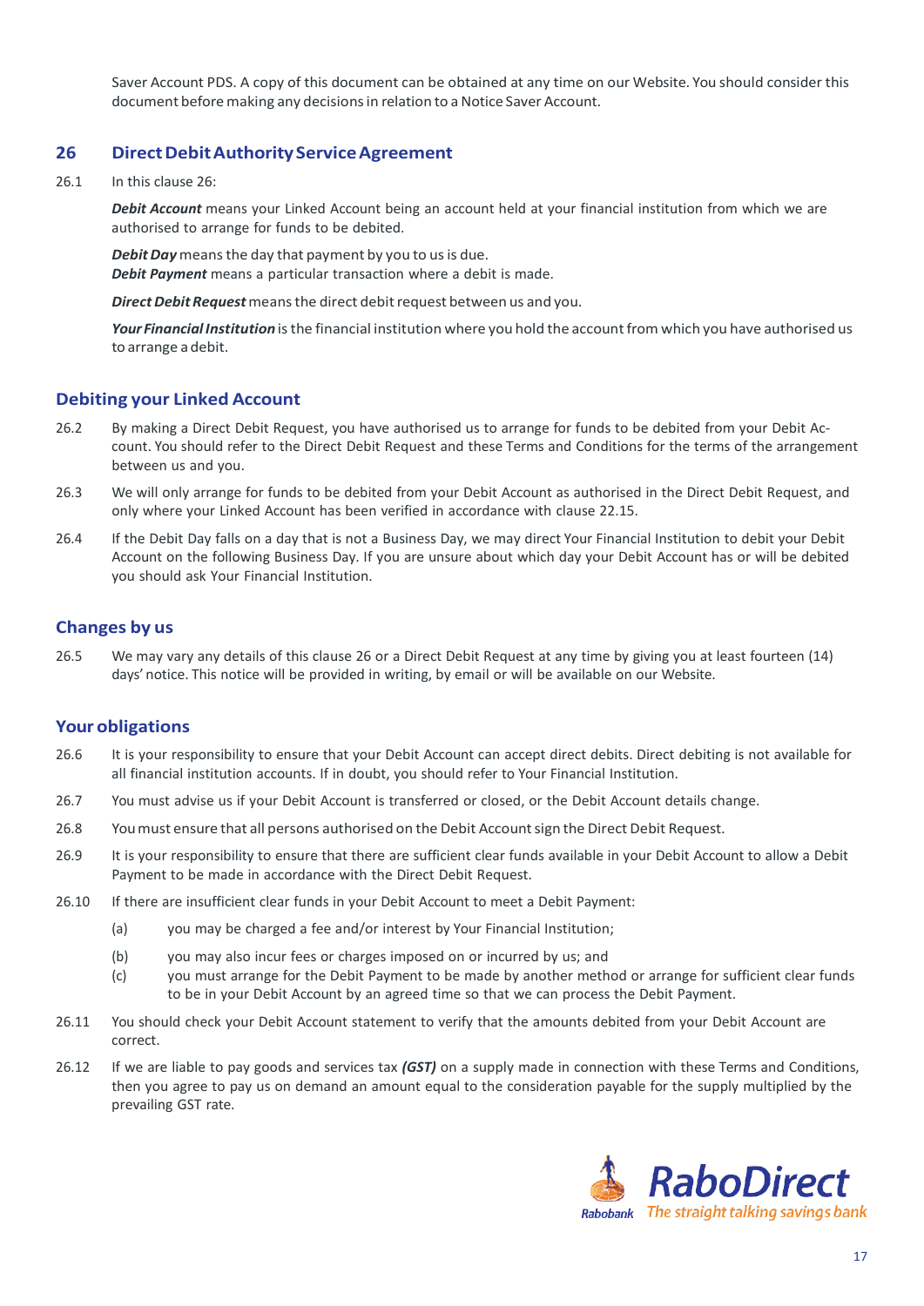Saver Account PDS. A copy of this document can be obtained at any time on our Website. You should consider this document before making any decisions in relation to a Notice Saver Account.

## 26 Direct Debit Authority Service Agreement

26.1 In this clause 26:

***Debit Account*** means your Linked Account being an account held at your financial institution from which we are authorised to arrange for funds to be debited.

***Debit Day*** means the day that payment by you to us is due.
***Debit Payment*** means a particular transaction where a debit is made.

***Direct Debit Request*** means the direct debit request between us and you.

***Your Financial Institution*** is the financial institution where you hold the account from which you have authorised us to arrange a debit.

### Debiting your Linked Account

26.2 By making a Direct Debit Request, you have authorised us to arrange for funds to be debited from your Debit Account. You should refer to the Direct Debit Request and these Terms and Conditions for the terms of the arrangement between us and you.

26.3 We will only arrange for funds to be debited from your Debit Account as authorised in the Direct Debit Request, and only where your Linked Account has been verified in accordance with clause 22.15.

26.4 If the Debit Day falls on a day that is not a Business Day, we may direct Your Financial Institution to debit your Debit Account on the following Business Day. If you are unsure about which day your Debit Account has or will be debited you should ask Your Financial Institution.

### Changes by us

26.5 We may vary any details of this clause 26 or a Direct Debit Request at any time by giving you at least fourteen (14) days' notice. This notice will be provided in writing, by email or will be available on our Website.

### Your obligations

26.6 It is your responsibility to ensure that your Debit Account can accept direct debits. Direct debiting is not available for all financial institution accounts. If in doubt, you should refer to Your Financial Institution.

26.7 You must advise us if your Debit Account is transferred or closed, or the Debit Account details change.

26.8 You must ensure that all persons authorised on the Debit Account sign the Direct Debit Request.

26.9 It is your responsibility to ensure that there are sufficient clear funds available in your Debit Account to allow a Debit Payment to be made in accordance with the Direct Debit Request.

26.10 If there are insufficient clear funds in your Debit Account to meet a Debit Payment:

(a) you may be charged a fee and/or interest by Your Financial Institution;

(b) you may also incur fees or charges imposed on or incurred by us; and

(c) you must arrange for the Debit Payment to be made by another method or arrange for sufficient clear funds to be in your Debit Account by an agreed time so that we can process the Debit Payment.

26.11 You should check your Debit Account statement to verify that the amounts debited from your Debit Account are correct.

26.12 If we are liable to pay goods and services tax ***(GST)*** on a supply made in connection with these Terms and Conditions, then you agree to pay us on demand an amount equal to the consideration payable for the supply multiplied by the prevailing GST rate.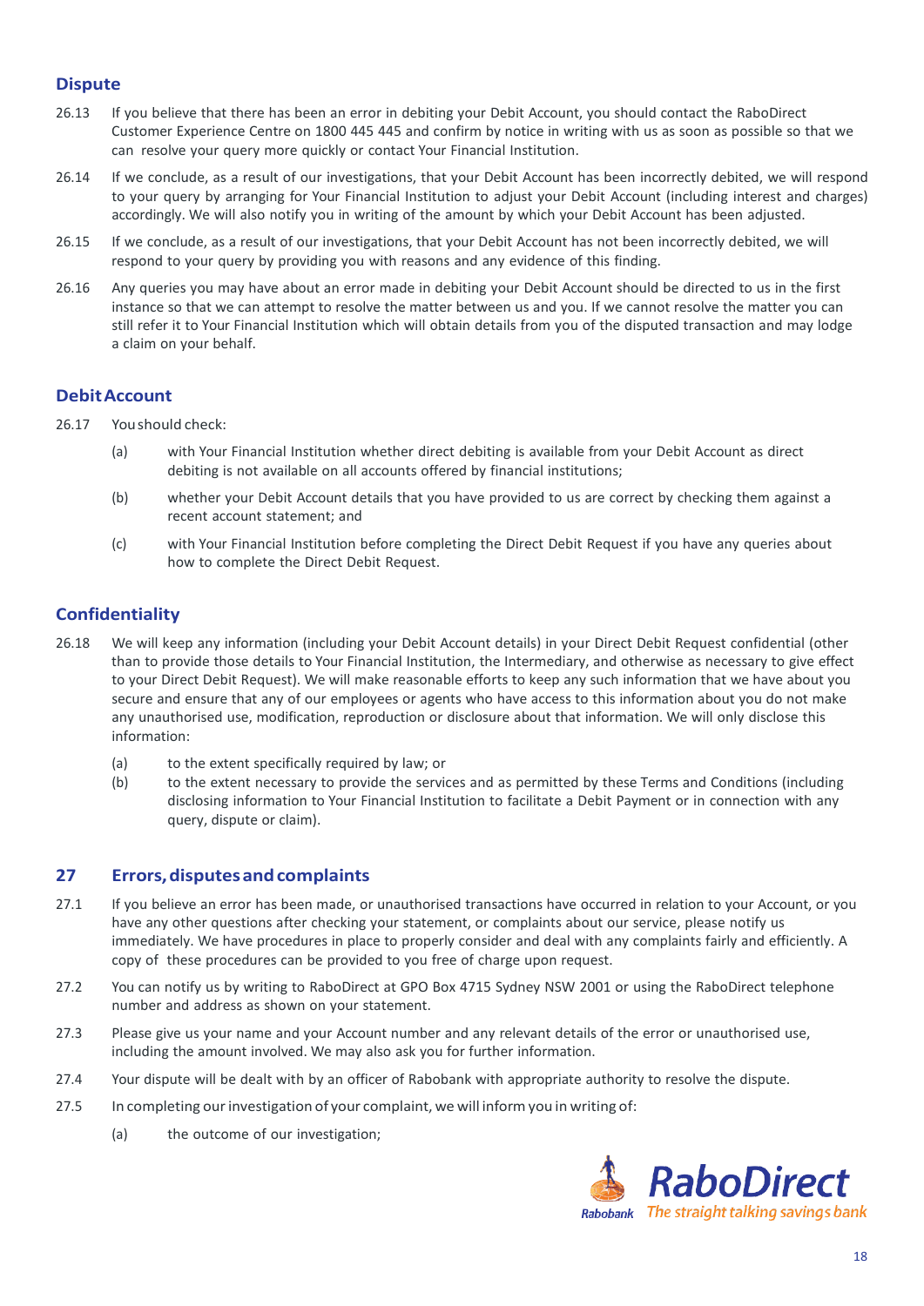### Dispute

26.13 If you believe that there has been an error in debiting your Debit Account, you should contact the RaboDirect Customer Experience Centre on 1800 445 445 and confirm by notice in writing with us as soon as possible so that we can resolve your query more quickly or contact Your Financial Institution.

26.14 If we conclude, as a result of our investigations, that your Debit Account has been incorrectly debited, we will respond to your query by arranging for Your Financial Institution to adjust your Debit Account (including interest and charges) accordingly. We will also notify you in writing of the amount by which your Debit Account has been adjusted.

26.15 If we conclude, as a result of our investigations, that your Debit Account has not been incorrectly debited, we will respond to your query by providing you with reasons and any evidence of this finding.

26.16 Any queries you may have about an error made in debiting your Debit Account should be directed to us in the first instance so that we can attempt to resolve the matter between us and you. If we cannot resolve the matter you can still refer it to Your Financial Institution which will obtain details from you of the disputed transaction and may lodge a claim on your behalf.

### Debit Account

26.17 You should check:

(a) with Your Financial Institution whether direct debiting is available from your Debit Account as direct debiting is not available on all accounts offered by financial institutions;

(b) whether your Debit Account details that you have provided to us are correct by checking them against a recent account statement; and

(c) with Your Financial Institution before completing the Direct Debit Request if you have any queries about how to complete the Direct Debit Request.

### Confidentiality

26.18 We will keep any information (including your Debit Account details) in your Direct Debit Request confidential (other than to provide those details to Your Financial Institution, the Intermediary, and otherwise as necessary to give effect to your Direct Debit Request). We will make reasonable efforts to keep any such information that we have about you secure and ensure that any of our employees or agents who have access to this information about you do not make any unauthorised use, modification, reproduction or disclosure about that information. We will only disclose this information:

(a) to the extent specifically required by law; or

(b) to the extent necessary to provide the services and as permitted by these Terms and Conditions (including disclosing information to Your Financial Institution to facilitate a Debit Payment or in connection with any query, dispute or claim).

## 27 Errors, disputes and complaints

27.1 If you believe an error has been made, or unauthorised transactions have occurred in relation to your Account, or you have any other questions after checking your statement, or complaints about our service, please notify us immediately. We have procedures in place to properly consider and deal with any complaints fairly and efficiently. A copy of these procedures can be provided to you free of charge upon request.

27.2 You can notify us by writing to RaboDirect at GPO Box 4715 Sydney NSW 2001 or using the RaboDirect telephone number and address as shown on your statement.

27.3 Please give us your name and your Account number and any relevant details of the error or unauthorised use, including the amount involved. We may also ask you for further information.

27.4 Your dispute will be dealt with by an officer of Rabobank with appropriate authority to resolve the dispute.

27.5 In completing our investigation of your complaint, we will inform you in writing of:

(a) the outcome of our investigation;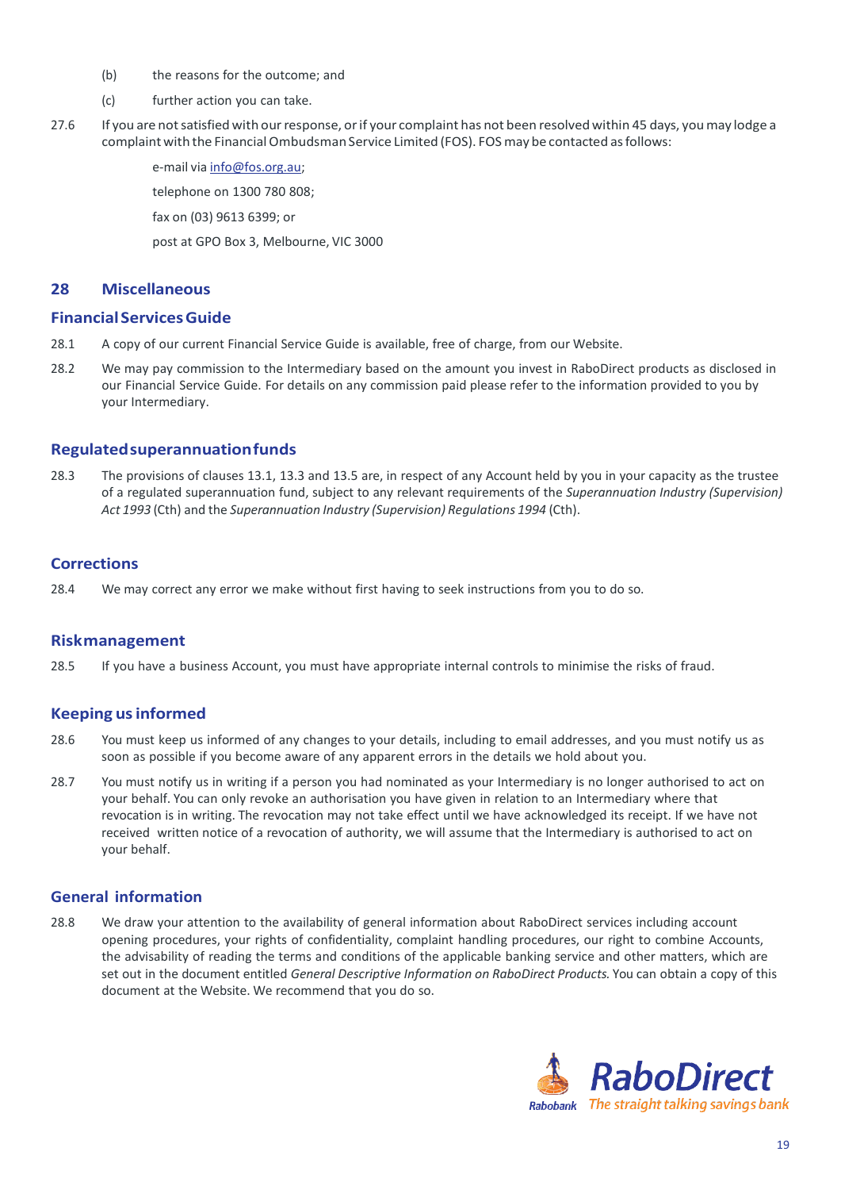(b) the reasons for the outcome; and

(c) further action you can take.

27.6 If you are not satisfied with our response, or if your complaint has not been resolved within 45 days, you may lodge a complaint with the Financial Ombudsman Service Limited (FOS). FOS may be contacted as follows:

e-mail via info@fos.org.au;

telephone on 1300 780 808;

fax on (03) 9613 6399; or

post at GPO Box 3, Melbourne, VIC 3000

## 28 Miscellaneous

### Financial Services Guide

28.1 A copy of our current Financial Service Guide is available, free of charge, from our Website.

28.2 We may pay commission to the Intermediary based on the amount you invest in RaboDirect products as disclosed in our Financial Service Guide. For details on any commission paid please refer to the information provided to you by your Intermediary.

### Regulated superannuation funds

28.3 The provisions of clauses 13.1, 13.3 and 13.5 are, in respect of any Account held by you in your capacity as the trustee of a regulated superannuation fund, subject to any relevant requirements of the *Superannuation Industry (Supervision) Act 1993* (Cth) and the *Superannuation Industry (Supervision) Regulations 1994* (Cth).

### Corrections

28.4 We may correct any error we make without first having to seek instructions from you to do so.

### Risk management

28.5 If you have a business Account, you must have appropriate internal controls to minimise the risks of fraud.

### Keeping us informed

28.6 You must keep us informed of any changes to your details, including to email addresses, and you must notify us as soon as possible if you become aware of any apparent errors in the details we hold about you.

28.7 You must notify us in writing if a person you had nominated as your Intermediary is no longer authorised to act on your behalf. You can only revoke an authorisation you have given in relation to an Intermediary where that revocation is in writing. The revocation may not take effect until we have acknowledged its receipt. If we have not received written notice of a revocation of authority, we will assume that the Intermediary is authorised to act on your behalf.

### General information

28.8 We draw your attention to the availability of general information about RaboDirect services including account opening procedures, your rights of confidentiality, complaint handling procedures, our right to combine Accounts, the advisability of reading the terms and conditions of the applicable banking service and other matters, which are set out in the document entitled *General Descriptive Information on RaboDirect Products.* You can obtain a copy of this document at the Website. We recommend that you do so.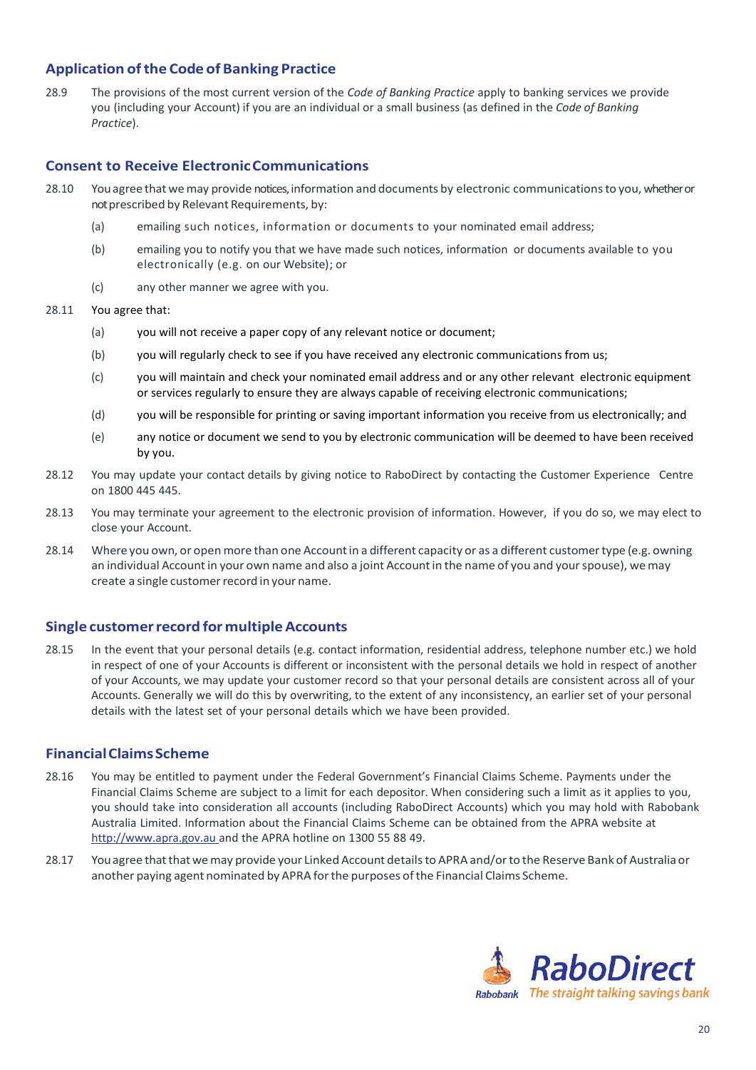## Application of the Code of Banking Practice

28.9 The provisions of the most current version of the *Code of Banking Practice* apply to banking services we provide you (including your Account) if you are an individual or a small business (as defined in the *Code of Banking Practice*).

## Consent to Receive Electronic Communications

28.10 You agree that we may provide notices, information and documents by electronic communications to you, whether or not prescribed by Relevant Requirements, by:

(a) emailing such notices, information or documents to your nominated email address;

(b) emailing you to notify you that we have made such notices, information or documents available to you electronically (e.g. on our Website); or

(c) any other manner we agree with you.

28.11 You agree that:

(a) you will not receive a paper copy of any relevant notice or document;

(b) you will regularly check to see if you have received any electronic communications from us;

(c) you will maintain and check your nominated email address and or any other relevant electronic equipment or services regularly to ensure they are always capable of receiving electronic communications;

(d) you will be responsible for printing or saving important information you receive from us electronically; and

(e) any notice or document we send to you by electronic communication will be deemed to have been received by you.

28.12 You may update your contact details by giving notice to RaboDirect by contacting the Customer Experience Centre on 1800 445 445.

28.13 You may terminate your agreement to the electronic provision of information. However, if you do so, we may elect to close your Account.

28.14 Where you own, or open more than one Account in a different capacity or as a different customer type (e.g. owning an individual Account in your own name and also a joint Account in the name of you and your spouse), we may create a single customer record in your name.

## Single customer record for multiple Accounts

28.15 In the event that your personal details (e.g. contact information, residential address, telephone number etc.) we hold in respect of one of your Accounts is different or inconsistent with the personal details we hold in respect of another of your Accounts, we may update your customer record so that your personal details are consistent across all of your Accounts. Generally we will do this by overwriting, to the extent of any inconsistency, an earlier set of your personal details with the latest set of your personal details which we have been provided.

## Financial Claims Scheme

28.16 You may be entitled to payment under the Federal Government's Financial Claims Scheme. Payments under the Financial Claims Scheme are subject to a limit for each depositor. When considering such a limit as it applies to you, you should take into consideration all accounts (including RaboDirect Accounts) which you may hold with Rabobank Australia Limited. Information about the Financial Claims Scheme can be obtained from the APRA website at http://www.apra.gov.au and the APRA hotline on 1300 55 88 49.

28.17 You agree that that we may provide your Linked Account details to APRA and/or to the Reserve Bank of Australia or another paying agent nominated by APRA for the purposes of the Financial Claims Scheme.

Rabobank RaboDirect *The straight talking savings bank*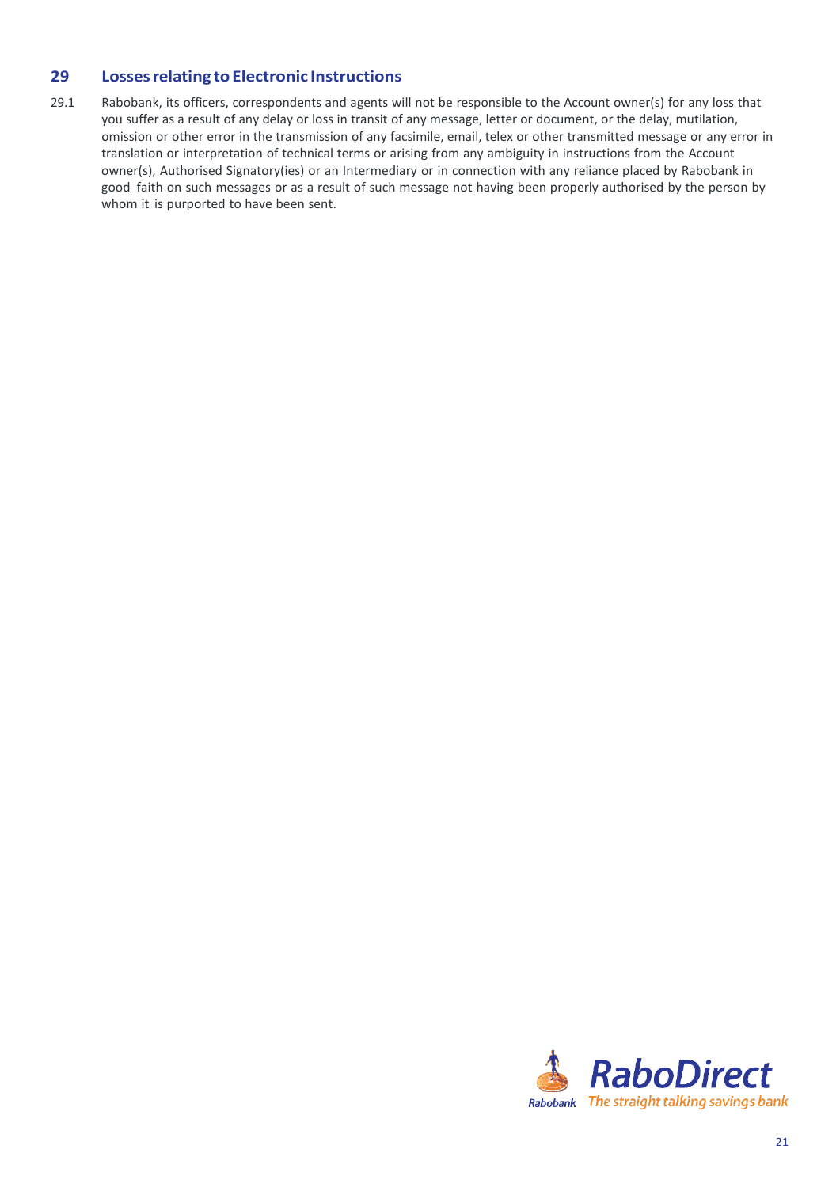## 29 Losses relating to Electronic Instructions

29.1 Rabobank, its officers, correspondents and agents will not be responsible to the Account owner(s) for any loss that you suffer as a result of any delay or loss in transit of any message, letter or document, or the delay, mutilation, omission or other error in the transmission of any facsimile, email, telex or other transmitted message or any error in translation or interpretation of technical terms or arising from any ambiguity in instructions from the Account owner(s), Authorised Signatory(ies) or an Intermediary or in connection with any reliance placed by Rabobank in good faith on such messages or as a result of such message not having been properly authorised by the person by whom it is purported to have been sent.